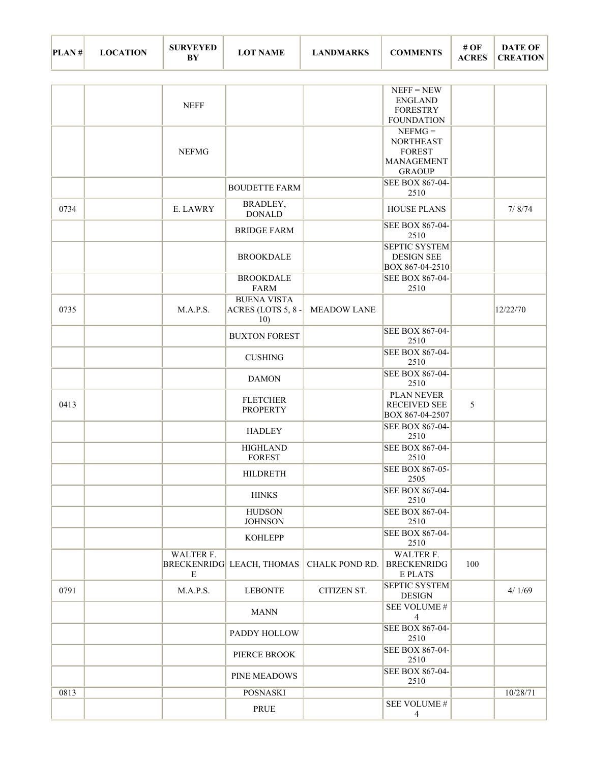| PLAN # | LOCATION | SURVEYED BY | LOT NAME | LANDMARKS | COMMENTS | # OF ACRES | DATE OF CREATION |
|---|---|---|---|---|---|---|---|
| | | NEFF | | | NEFF = NEW ENGLAND FORESTRY FOUNDATION | | |
| | | NEFMG | | | NEFMG = NORTHEAST FOREST MANAGEMENT GRAOUP | | |
| | | | BOUDETTE FARM | | SEE BOX 867-04-2510 | | |
| 0734 | | E. LAWRY | BRADLEY, DONALD | | HOUSE PLANS | | 7/ 8/74 |
| | | | BRIDGE FARM | | SEE BOX 867-04-2510 | | |
| | | | BROOKDALE | | SEPTIC SYSTEM DESIGN SEE BOX 867-04-2510 | | |
| | | | BROOKDALE FARM | | SEE BOX 867-04-2510 | | |
| 0735 | | M.A.P.S. | BUENA VISTA ACRES (LOTS 5, 8 - 10) | MEADOW LANE | | | 12/22/70 |
| | | | BUXTON FOREST | | SEE BOX 867-04-2510 | | |
| | | | CUSHING | | SEE BOX 867-04-2510 | | |
| | | | DAMON | | SEE BOX 867-04-2510 | | |
| 0413 | | | FLETCHER PROPERTY | | PLAN NEVER RECEIVED SEE BOX 867-04-2507 | 5 | |
| | | | HADLEY | | SEE BOX 867-04-2510 | | |
| | | | HIGHLAND FOREST | | SEE BOX 867-04-2510 | | |
| | | | HILDRETH | | SEE BOX 867-05-2505 | | |
| | | | HINKS | | SEE BOX 867-04-2510 | | |
| | | | HUDSON JOHNSON | | SEE BOX 867-04-2510 | | |
| | | | KOHLEPP | | SEE BOX 867-04-2510 | | |
| | | WALTER F. BRECKENRIDGE | LEACH, THOMAS | CHALK POND RD. | WALTER F. BRECKENRIDGE PLATS | 100 | |
| 0791 | | M.A.P.S. | LEBONTE | CITIZEN ST. | SEPTIC SYSTEM DESIGN | | 4/ 1/69 |
| | | | MANN | | SEE VOLUME # 4 | | |
| | | | PADDY HOLLOW | | SEE BOX 867-04-2510 | | |
| | | | PIERCE BROOK | | SEE BOX 867-04-2510 | | |
| | | | PINE MEADOWS | | SEE BOX 867-04-2510 | | |
| 0813 | | | POSNASKI | | | | 10/28/71 |
| | | | PRUE | | SEE VOLUME # 4 | | |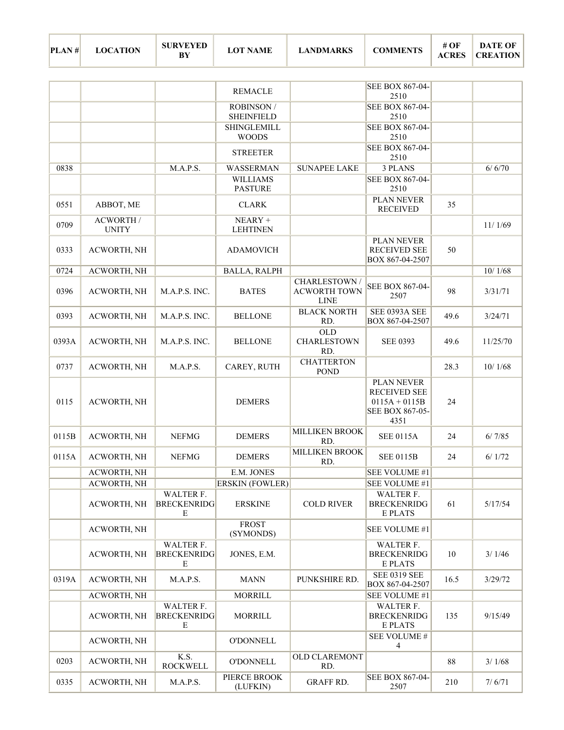| PLAN # | LOCATION | SURVEYED BY | LOT NAME | LANDMARKS | COMMENTS | # OF ACRES | DATE OF CREATION |
|---|---|---|---|---|---|---|---|
| | | | REMACLE | | SEE BOX 867-04-2510 | | |
| | | | ROBINSON / SHEINFIELD | | SEE BOX 867-04-2510 | | |
| | | | SHINGLEMILL WOODS | | SEE BOX 867-04-2510 | | |
| | | | STREETER | | SEE BOX 867-04-2510 | | |
| 0838 | | M.A.P.S. | WASSERMAN | SUNAPEE LAKE | 3 PLANS | | 6/ 6/70 |
| | | | WILLIAMS PASTURE | | SEE BOX 867-04-2510 | | |
| 0551 | ABBOT, ME | | CLARK | | PLAN NEVER RECEIVED | 35 | |
| 0709 | ACWORTH / UNITY | | NEARY + LEHTINEN | | | | 11/ 1/69 |
| 0333 | ACWORTH, NH | | ADAMOVICH | | PLAN NEVER RECEIVED SEE BOX 867-04-2507 | 50 | |
| 0724 | ACWORTH, NH | | BALLA, RALPH | | | | 10/ 1/68 |
| 0396 | ACWORTH, NH | M.A.P.S. INC. | BATES | CHARLESTOWN / ACWORTH TOWN LINE | SEE BOX 867-04-2507 | 98 | 3/31/71 |
| 0393 | ACWORTH, NH | M.A.P.S. INC. | BELLONE | BLACK NORTH RD. | SEE 0393A SEE BOX 867-04-2507 | 49.6 | 3/24/71 |
| 0393A | ACWORTH, NH | M.A.P.S. INC. | BELLONE | OLD CHARLESTOWN RD. | SEE 0393 | 49.6 | 11/25/70 |
| 0737 | ACWORTH, NH | M.A.P.S. | CAREY, RUTH | CHATTERTON POND | | 28.3 | 10/ 1/68 |
| 0115 | ACWORTH, NH | | DEMERS | | PLAN NEVER RECEIVED SEE 0115A + 0115B SEE BOX 867-05-4351 | 24 | |
| 0115B | ACWORTH, NH | NEFMG | DEMERS | MILLIKEN BROOK RD. | SEE 0115A | 24 | 6/ 7/85 |
| 0115A | ACWORTH, NH | NEFMG | DEMERS | MILLIKEN BROOK RD. | SEE 0115B | 24 | 6/ 1/72 |
| | ACWORTH, NH | | E.M. JONES | | SEE VOLUME #1 | | |
| | ACWORTH, NH | | ERSKIN (FOWLER) | | SEE VOLUME #1 | | |
| | ACWORTH, NH | WALTER F. BRECKENRIDGE | ERSKINE | COLD RIVER | WALTER F. BRECKENRIDGE PLATS | 61 | 5/17/54 |
| | ACWORTH, NH | | FROST (SYMONDS) | | SEE VOLUME #1 | | |
| | ACWORTH, NH | WALTER F. BRECKENRIDGE | JONES, E.M. | | WALTER F. BRECKENRIDGE PLATS | 10 | 3/ 1/46 |
| 0319A | ACWORTH, NH | M.A.P.S. | MANN | PUNKSHIRE RD. | SEE 0319 SEE BOX 867-04-2507 | 16.5 | 3/29/72 |
| | ACWORTH, NH | | MORRILL | | SEE VOLUME #1 | | |
| | ACWORTH, NH | WALTER F. BRECKENRIDGE | MORRILL | | WALTER F. BRECKENRIDGE PLATS | 135 | 9/15/49 |
| | ACWORTH, NH | | O'DONNELL | | SEE VOLUME # 4 | | |
| 0203 | ACWORTH, NH | K.S. ROCKWELL | O'DONNELL | OLD CLAREMONT RD. | | 88 | 3/ 1/68 |
| 0335 | ACWORTH, NH | M.A.P.S. | PIERCE BROOK (LUFKIN) | GRAFF RD. | SEE BOX 867-04-2507 | 210 | 7/ 6/71 |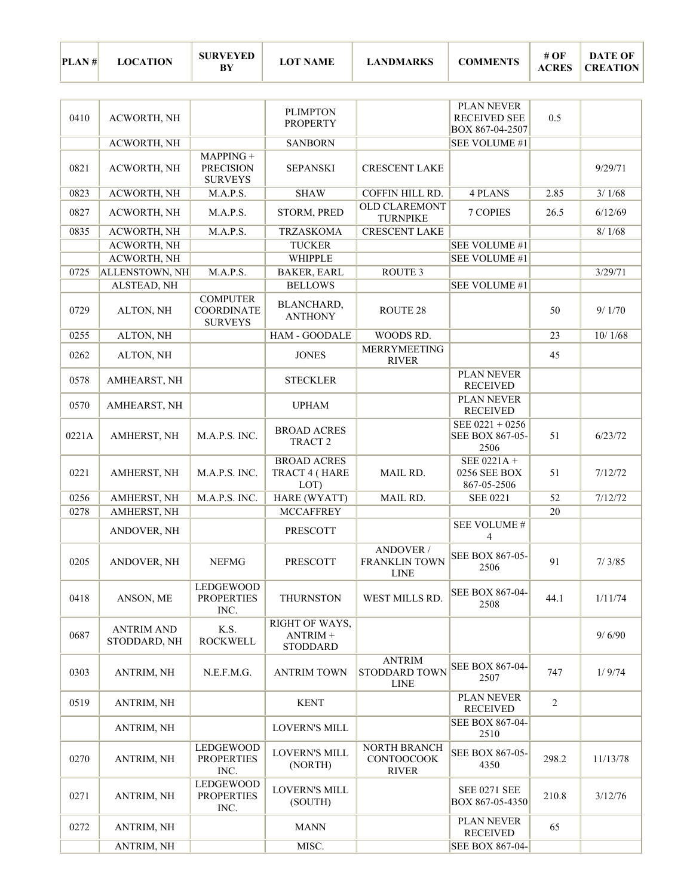| PLAN # | LOCATION | SURVEYED BY | LOT NAME | LANDMARKS | COMMENTS | # OF ACRES | DATE OF CREATION |
|---|---|---|---|---|---|---|---|
| 0410 | ACWORTH, NH | | PLIMPTON PROPERTY | | PLAN NEVER RECEIVED SEE BOX 867-04-2507 | 0.5 | |
| | ACWORTH, NH | | SANBORN | | SEE VOLUME #1 | | |
| 0821 | ACWORTH, NH | MAPPING + PRECISION SURVEYS | SEPANSKI | CRESCENT LAKE | | | 9/29/71 |
| 0823 | ACWORTH, NH | M.A.P.S. | SHAW | COFFIN HILL RD. | 4 PLANS | 2.85 | 3/ 1/68 |
| 0827 | ACWORTH, NH | M.A.P.S. | STORM, PRED | OLD CLAREMONT TURNPIKE | 7 COPIES | 26.5 | 6/12/69 |
| 0835 | ACWORTH, NH | M.A.P.S. | TRZASKOMA | CRESCENT LAKE | | | 8/ 1/68 |
| | ACWORTH, NH | | TUCKER | | SEE VOLUME #1 | | |
| | ACWORTH, NH | | WHIPPLE | | SEE VOLUME #1 | | |
| 0725 | ALLENSTOWN, NH | M.A.P.S. | BAKER, EARL | ROUTE 3 | | | 3/29/71 |
| | ALSTEAD, NH | | BELLOWS | | SEE VOLUME #1 | | |
| 0729 | ALTON, NH | COMPUTER COORDINATE SURVEYS | BLANCHARD, ANTHONY | ROUTE 28 | | 50 | 9/ 1/70 |
| 0255 | ALTON, NH | | HAM - GOODALE | WOODS RD. | | 23 | 10/ 1/68 |
| 0262 | ALTON, NH | | JONES | MERRYMEETING RIVER | | 45 | |
| 0578 | AMHEARST, NH | | STECKLER | | PLAN NEVER RECEIVED | | |
| 0570 | AMHEARST, NH | | UPHAM | | PLAN NEVER RECEIVED | | |
| 0221A | AMHERST, NH | M.A.P.S. INC. | BROAD ACRES TRACT 2 | | SEE 0221 + 0256 SEE BOX 867-05-2506 | 51 | 6/23/72 |
| 0221 | AMHERST, NH | M.A.P.S. INC. | BROAD ACRES TRACT 4 ( HARE LOT) | MAIL RD. | SEE 0221A + 0256 SEE BOX 867-05-2506 | 51 | 7/12/72 |
| 0256 | AMHERST, NH | M.A.P.S. INC. | HARE (WYATT) | MAIL RD. | SEE 0221 | 52 | 7/12/72 |
| 0278 | AMHERST, NH | | MCCAFFREY | | | 20 | |
| | ANDOVER, NH | | PRESCOTT | | SEE VOLUME # 4 | | |
| 0205 | ANDOVER, NH | NEFMG | PRESCOTT | ANDOVER / FRANKLIN TOWN LINE | SEE BOX 867-05-2506 | 91 | 7/ 3/85 |
| 0418 | ANSON, ME | LEDGEWOOD PROPERTIES INC. | THURNSTON | WEST MILLS RD. | SEE BOX 867-04-2508 | 44.1 | 1/11/74 |
| 0687 | ANTRIM AND STODDARD, NH | K.S. ROCKWELL | RIGHT OF WAYS, ANTRIM + STODDARD | | | | 9/ 6/90 |
| 0303 | ANTRIM, NH | N.E.F.M.G. | ANTRIM TOWN | ANTRIM STODDARD TOWN LINE | SEE BOX 867-04-2507 | 747 | 1/ 9/74 |
| 0519 | ANTRIM, NH | | KENT | | PLAN NEVER RECEIVED | 2 | |
| | ANTRIM, NH | | LOVERN'S MILL | | SEE BOX 867-04-2510 | | |
| 0270 | ANTRIM, NH | LEDGEWOOD PROPERTIES INC. | LOVERN'S MILL (NORTH) | NORTH BRANCH CONTOOCOOK RIVER | SEE BOX 867-05-4350 | 298.2 | 11/13/78 |
| 0271 | ANTRIM, NH | LEDGEWOOD PROPERTIES INC. | LOVERN'S MILL (SOUTH) | | SEE 0271 SEE BOX 867-05-4350 | 210.8 | 3/12/76 |
| 0272 | ANTRIM, NH | | MANN | | PLAN NEVER RECEIVED | 65 | |
| | ANTRIM, NH | | MISC. | | SEE BOX 867-04- | | |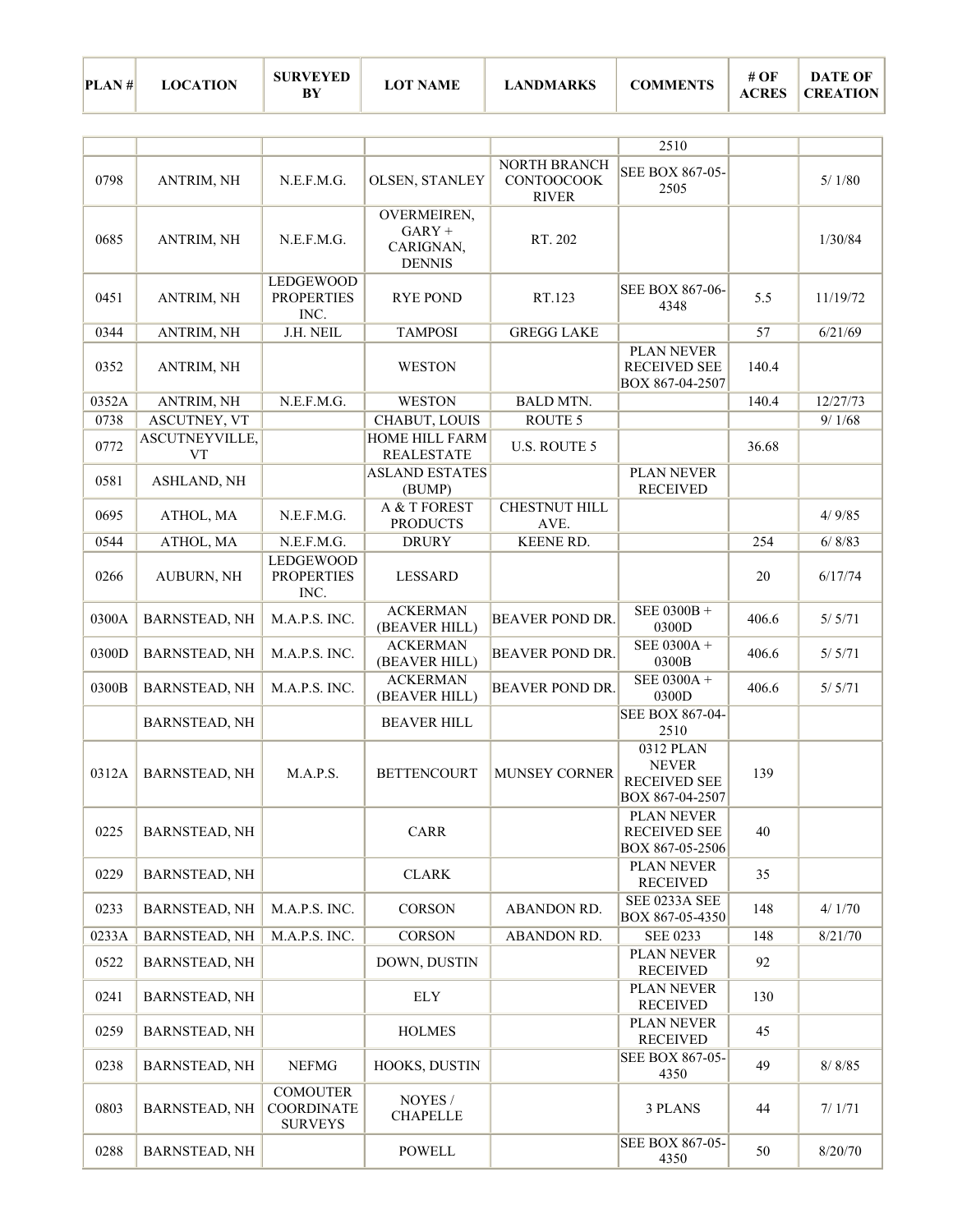| PLAN # | LOCATION | SURVEYED BY | LOT NAME | LANDMARKS | COMMENTS | # OF ACRES | DATE OF CREATION |
|---|---|---|---|---|---|---|---|
| | | | | | 2510 | | |
| 0798 | ANTRIM, NH | N.E.F.M.G. | OLSEN, STANLEY | NORTH BRANCH CONTOOCOOK RIVER | SEE BOX 867-05-2505 | | 5/ 1/80 |
| 0685 | ANTRIM, NH | N.E.F.M.G. | OVERMEIREN, GARY + CARIGNAN, DENNIS | RT. 202 | | | 1/30/84 |
| 0451 | ANTRIM, NH | LEDGEWOOD PROPERTIES INC. | RYE POND | RT.123 | SEE BOX 867-06-4348 | 5.5 | 11/19/72 |
| 0344 | ANTRIM, NH | J.H. NEIL | TAMPOSI | GREGG LAKE | | 57 | 6/21/69 |
| 0352 | ANTRIM, NH | | WESTON | | PLAN NEVER RECEIVED SEE BOX 867-04-2507 | 140.4 | |
| 0352A | ANTRIM, NH | N.E.F.M.G. | WESTON | BALD MTN. | | 140.4 | 12/27/73 |
| 0738 | ASCUTNEY, VT | | CHABUT, LOUIS | ROUTE 5 | | | 9/ 1/68 |
| 0772 | ASCUTNEYVILLE, VT | | HOME HILL FARM REALESTATE | U.S. ROUTE 5 | | 36.68 | |
| 0581 | ASHLAND, NH | | ASLAND ESTATES (BUMP) | | PLAN NEVER RECEIVED | | |
| 0695 | ATHOL, MA | N.E.F.M.G. | A & T FOREST PRODUCTS | CHESTNUT HILL AVE. | | | 4/ 9/85 |
| 0544 | ATHOL, MA | N.E.F.M.G. | DRURY | KEENE RD. | | 254 | 6/ 8/83 |
| 0266 | AUBURN, NH | LEDGEWOOD PROPERTIES INC. | LESSARD | | | 20 | 6/17/74 |
| 0300A | BARNSTEAD, NH | M.A.P.S. INC. | ACKERMAN (BEAVER HILL) | BEAVER POND DR. | SEE 0300B + 0300D | 406.6 | 5/ 5/71 |
| 0300D | BARNSTEAD, NH | M.A.P.S. INC. | ACKERMAN (BEAVER HILL) | BEAVER POND DR. | SEE 0300A + 0300B | 406.6 | 5/ 5/71 |
| 0300B | BARNSTEAD, NH | M.A.P.S. INC. | ACKERMAN (BEAVER HILL) | BEAVER POND DR. | SEE 0300A + 0300D | 406.6 | 5/ 5/71 |
| | BARNSTEAD, NH | | BEAVER HILL | | SEE BOX 867-04-2510 | | |
| 0312A | BARNSTEAD, NH | M.A.P.S. | BETTENCOURT | MUNSEY CORNER | 0312 PLAN NEVER RECEIVED SEE BOX 867-04-2507 | 139 | |
| 0225 | BARNSTEAD, NH | | CARR | | PLAN NEVER RECEIVED SEE BOX 867-05-2506 | 40 | |
| 0229 | BARNSTEAD, NH | | CLARK | | PLAN NEVER RECEIVED | 35 | |
| 0233 | BARNSTEAD, NH | M.A.P.S. INC. | CORSON | ABANDON RD. | SEE 0233A SEE BOX 867-05-4350 | 148 | 4/ 1/70 |
| 0233A | BARNSTEAD, NH | M.A.P.S. INC. | CORSON | ABANDON RD. | SEE 0233 | 148 | 8/21/70 |
| 0522 | BARNSTEAD, NH | | DOWN, DUSTIN | | PLAN NEVER RECEIVED | 92 | |
| 0241 | BARNSTEAD, NH | | ELY | | PLAN NEVER RECEIVED | 130 | |
| 0259 | BARNSTEAD, NH | | HOLMES | | PLAN NEVER RECEIVED | 45 | |
| 0238 | BARNSTEAD, NH | NEFMG | HOOKS, DUSTIN | | SEE BOX 867-05-4350 | 49 | 8/ 8/85 |
| 0803 | BARNSTEAD, NH | COMOUTER COORDINATE SURVEYS | NOYES / CHAPELLE | | 3 PLANS | 44 | 7/ 1/71 |
| 0288 | BARNSTEAD, NH | | POWELL | | SEE BOX 867-05-4350 | 50 | 8/20/70 |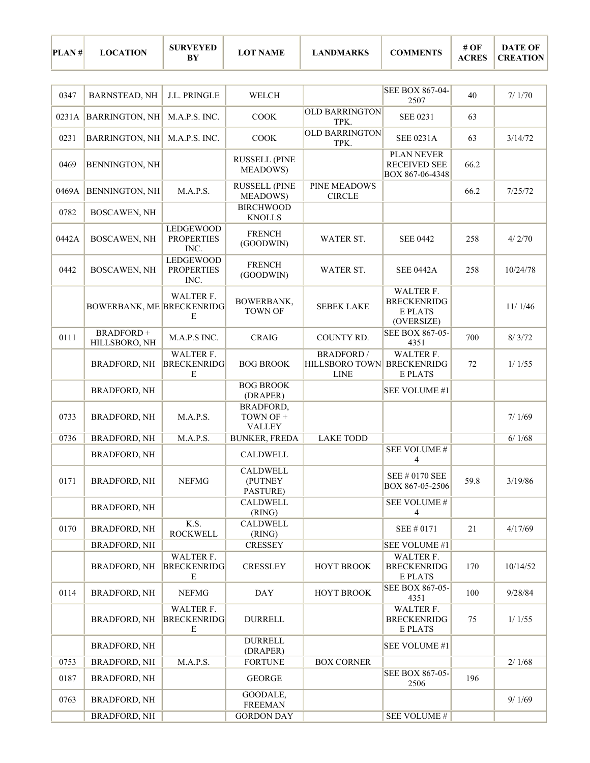| PLAN # | LOCATION | SURVEYED BY | LOT NAME | LANDMARKS | COMMENTS | # OF ACRES | DATE OF CREATION |
|---|---|---|---|---|---|---|---|
| 0347 | BARNSTEAD, NH | J.L. PRINGLE | WELCH | | SEE BOX 867-04-2507 | 40 | 7/ 1/70 |
| 0231A | BARRINGTON, NH | M.A.P.S. INC. | COOK | OLD BARRINGTON TPK. | SEE 0231 | 63 | |
| 0231 | BARRINGTON, NH | M.A.P.S. INC. | COOK | OLD BARRINGTON TPK. | SEE 0231A | 63 | 3/14/72 |
| 0469 | BENNINGTON, NH | | RUSSELL (PINE MEADOWS) | | PLAN NEVER RECEIVED SEE BOX 867-06-4348 | 66.2 | |
| 0469A | BENNINGTON, NH | M.A.P.S. | RUSSELL (PINE MEADOWS) | PINE MEADOWS CIRCLE | | 66.2 | 7/25/72 |
| 0782 | BOSCAWEN, NH | | BIRCHWOOD KNOLLS | | | | |
| 0442A | BOSCAWEN, NH | LEDGEWOOD PROPERTIES INC. | FRENCH (GOODWIN) | WATER ST. | SEE 0442 | 258 | 4/ 2/70 |
| 0442 | BOSCAWEN, NH | LEDGEWOOD PROPERTIES INC. | FRENCH (GOODWIN) | WATER ST. | SEE 0442A | 258 | 10/24/78 |
| | BOWERBANK, ME | WALTER F. BRECKENRIDGE | BOWERBANK, TOWN OF | SEBEK LAKE | WALTER F. BRECKENRIDGE PLATS (OVERSIZE) | | 11/ 1/46 |
| 0111 | BRADFORD + HILLSBORO, NH | M.A.P.S INC. | CRAIG | COUNTY RD. | SEE BOX 867-05-4351 | 700 | 8/ 3/72 |
| | BRADFORD, NH | WALTER F. BRECKENRIDGE | BOG BROOK | BRADFORD / HILLSBORO TOWN LINE | WALTER F. BRECKENRIDGE PLATS | 72 | 1/ 1/55 |
| | BRADFORD, NH | | BOG BROOK (DRAPER) | | SEE VOLUME #1 | | |
| 0733 | BRADFORD, NH | M.A.P.S. | BRADFORD, TOWN OF + VALLEY | | | | 7/ 1/69 |
| 0736 | BRADFORD, NH | M.A.P.S. | BUNKER, FREDA | LAKE TODD | | | 6/ 1/68 |
| | BRADFORD, NH | | CALDWELL | | SEE VOLUME # 4 | | |
| 0171 | BRADFORD, NH | NEFMG | CALDWELL (PUTNEY PASTURE) | | SEE # 0170 SEE BOX 867-05-2506 | 59.8 | 3/19/86 |
| | BRADFORD, NH | | CALDWELL (RING) | | SEE VOLUME # 4 | | |
| 0170 | BRADFORD, NH | K.S. ROCKWELL | CALDWELL (RING) | | SEE # 0171 | 21 | 4/17/69 |
| | BRADFORD, NH | | CRESSEY | | SEE VOLUME #1 | | |
| | BRADFORD, NH | WALTER F. BRECKENRIDGE | CRESSLEY | HOYT BROOK | WALTER F. BRECKENRIDGE PLATS | 170 | 10/14/52 |
| 0114 | BRADFORD, NH | NEFMG | DAY | HOYT BROOK | SEE BOX 867-05-4351 | 100 | 9/28/84 |
| | BRADFORD, NH | WALTER F. BRECKENRIDGE | DURRELL | | WALTER F. BRECKENRIDGE PLATS | 75 | 1/ 1/55 |
| | BRADFORD, NH | | DURRELL (DRAPER) | | SEE VOLUME #1 | | |
| 0753 | BRADFORD, NH | M.A.P.S. | FORTUNE | BOX CORNER | | | 2/ 1/68 |
| 0187 | BRADFORD, NH | | GEORGE | | SEE BOX 867-05-2506 | 196 | |
| 0763 | BRADFORD, NH | | GOODALE, FREEMAN | | | | 9/ 1/69 |
| | BRADFORD, NH | | GORDON DAY | | SEE VOLUME # | | |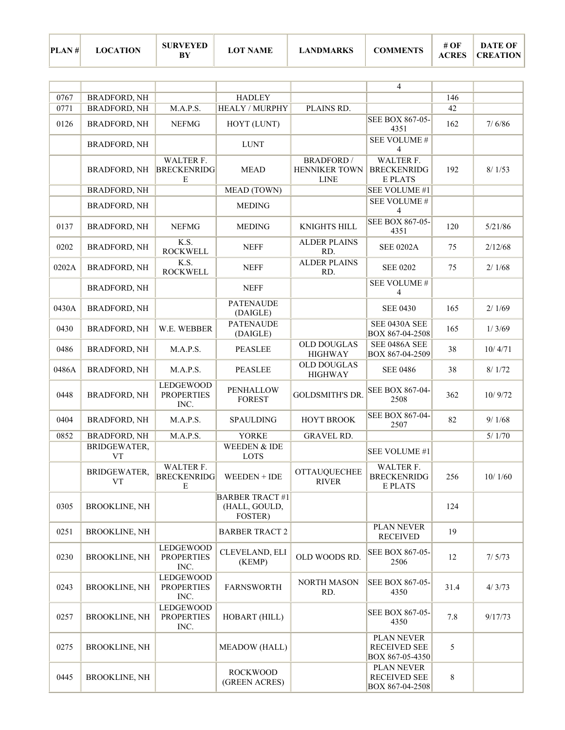| PLAN # | LOCATION | SURVEYED BY | LOT NAME | LANDMARKS | COMMENTS | # OF ACRES | DATE OF CREATION |
|---|---|---|---|---|---|---|---|
| | | | | | 4 | | |
| 0767 | BRADFORD, NH | | HADLEY | | | 146 | |
| 0771 | BRADFORD, NH | M.A.P.S. | HEALY / MURPHY | PLAINS RD. | | 42 | |
| 0126 | BRADFORD, NH | NEFMG | HOYT (LUNT) | | SEE BOX 867-05-4351 | 162 | 7/ 6/86 |
| | BRADFORD, NH | | LUNT | | SEE VOLUME # 4 | | |
| | BRADFORD, NH | WALTER F. BRECKENRIDGE | MEAD | BRADFORD / HENNIKER TOWN LINE | WALTER F. BRECKENRIDGE PLATS | 192 | 8/ 1/53 |
| | BRADFORD, NH | | MEAD (TOWN) | | SEE VOLUME #1 | | |
| | BRADFORD, NH | | MEDING | | SEE VOLUME # 4 | | |
| 0137 | BRADFORD, NH | NEFMG | MEDING | KNIGHTS HILL | SEE BOX 867-05-4351 | 120 | 5/21/86 |
| 0202 | BRADFORD, NH | K.S. ROCKWELL | NEFF | ALDER PLAINS RD. | SEE 0202A | 75 | 2/12/68 |
| 0202A | BRADFORD, NH | K.S. ROCKWELL | NEFF | ALDER PLAINS RD. | SEE 0202 | 75 | 2/ 1/68 |
| | BRADFORD, NH | | NEFF | | SEE VOLUME # 4 | | |
| 0430A | BRADFORD, NH | | PATENAUDE (DAIGLE) | | SEE 0430 | 165 | 2/ 1/69 |
| 0430 | BRADFORD, NH | W.E. WEBBER | PATENAUDE (DAIGLE) | | SEE 0430A SEE BOX 867-04-2508 | 165 | 1/ 3/69 |
| 0486 | BRADFORD, NH | M.A.P.S. | PEASLEE | OLD DOUGLAS HIGHWAY | SEE 0486A SEE BOX 867-04-2509 | 38 | 10/ 4/71 |
| 0486A | BRADFORD, NH | M.A.P.S. | PEASLEE | OLD DOUGLAS HIGHWAY | SEE 0486 | 38 | 8/ 1/72 |
| 0448 | BRADFORD, NH | LEDGEWOOD PROPERTIES INC. | PENHALLOW FOREST | GOLDSMITH'S DR. | SEE BOX 867-04-2508 | 362 | 10/ 9/72 |
| 0404 | BRADFORD, NH | M.A.P.S. | SPAULDING | HOYT BROOK | SEE BOX 867-04-2507 | 82 | 9/ 1/68 |
| 0852 | BRADFORD, NH | M.A.P.S. | YORKE | GRAVEL RD. | | | 5/ 1/70 |
| | BRIDGEWATER, VT | | WEEDEN & IDE LOTS | | SEE VOLUME #1 | | |
| | BRIDGEWATER, VT | WALTER F. BRECKENRIDGE | WEEDEN + IDE | OTTAUQUECHEE RIVER | WALTER F. BRECKENRIDGE PLATS | 256 | 10/ 1/60 |
| 0305 | BROOKLINE, NH | | BARBER TRACT #1 (HALL, GOULD, FOSTER) | | | 124 | |
| 0251 | BROOKLINE, NH | | BARBER TRACT 2 | | PLAN NEVER RECEIVED | 19 | |
| 0230 | BROOKLINE, NH | LEDGEWOOD PROPERTIES INC. | CLEVELAND, ELI (KEMP) | OLD WOODS RD. | SEE BOX 867-05-2506 | 12 | 7/ 5/73 |
| 0243 | BROOKLINE, NH | LEDGEWOOD PROPERTIES INC. | FARNSWORTH | NORTH MASON RD. | SEE BOX 867-05-4350 | 31.4 | 4/ 3/73 |
| 0257 | BROOKLINE, NH | LEDGEWOOD PROPERTIES INC. | HOBART (HILL) | | SEE BOX 867-05-4350 | 7.8 | 9/17/73 |
| 0275 | BROOKLINE, NH | | MEADOW (HALL) | | PLAN NEVER RECEIVED SEE BOX 867-05-4350 | 5 | |
| 0445 | BROOKLINE, NH | | ROCKWOOD (GREEN ACRES) | | PLAN NEVER RECEIVED SEE BOX 867-04-2508 | 8 | |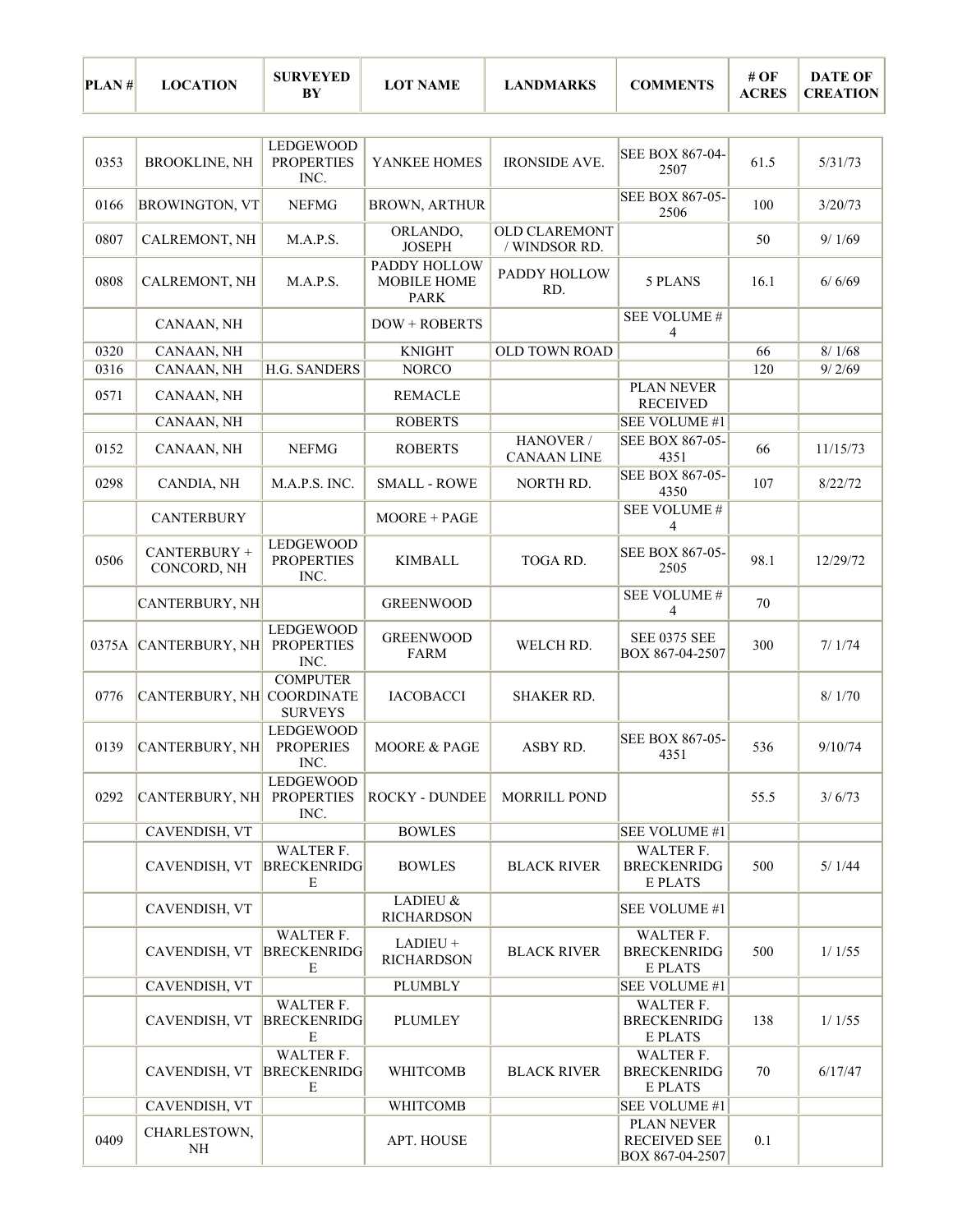| PLAN # | LOCATION | SURVEYED BY | LOT NAME | LANDMARKS | COMMENTS | # OF ACRES | DATE OF CREATION |
|---|---|---|---|---|---|---|---|
| 0353 | BROOKLINE, NH | LEDGEWOOD PROPERTIES INC. | YANKEE HOMES | IRONSIDE AVE. | SEE BOX 867-04-2507 | 61.5 | 5/31/73 |
| 0166 | BROWINGTON, VT | NEFMG | BROWN, ARTHUR | | SEE BOX 867-05-2506 | 100 | 3/20/73 |
| 0807 | CALREMONT, NH | M.A.P.S. | ORLANDO, JOSEPH | OLD CLAREMONT / WINDSOR RD. | | 50 | 9/ 1/69 |
| 0808 | CALREMONT, NH | M.A.P.S. | PADDY HOLLOW MOBILE HOME PARK | PADDY HOLLOW RD. | 5 PLANS | 16.1 | 6/ 6/69 |
| | CANAAN, NH | | DOW + ROBERTS | | SEE VOLUME # 4 | | |
| 0320 | CANAAN, NH | | KNIGHT | OLD TOWN ROAD | | 66 | 8/ 1/68 |
| 0316 | CANAAN, NH | H.G. SANDERS | NORCO | | | 120 | 9/ 2/69 |
| 0571 | CANAAN, NH | | REMACLE | | PLAN NEVER RECEIVED | | |
| | CANAAN, NH | | ROBERTS | | SEE VOLUME #1 | | |
| 0152 | CANAAN, NH | NEFMG | ROBERTS | HANOVER / CANAAN LINE | SEE BOX 867-05-4351 | 66 | 11/15/73 |
| 0298 | CANDIA, NH | M.A.P.S. INC. | SMALL - ROWE | NORTH RD. | SEE BOX 867-05-4350 | 107 | 8/22/72 |
| | CANTERBURY | | MOORE + PAGE | | SEE VOLUME # 4 | | |
| 0506 | CANTERBURY + CONCORD, NH | LEDGEWOOD PROPERTIES INC. | KIMBALL | TOGA RD. | SEE BOX 867-05-2505 | 98.1 | 12/29/72 |
| | CANTERBURY, NH | | GREENWOOD | | SEE VOLUME # 4 | 70 | |
| 0375A | CANTERBURY, NH | LEDGEWOOD PROPERTIES INC. | GREENWOOD FARM | WELCH RD. | SEE 0375 SEE BOX 867-04-2507 | 300 | 7/ 1/74 |
| 0776 | CANTERBURY, NH | COMPUTER COORDINATE SURVEYS | IACOBACCI | SHAKER RD. | | | 8/ 1/70 |
| 0139 | CANTERBURY, NH | LEDGEWOOD PROPERIES INC. | MOORE & PAGE | ASBY RD. | SEE BOX 867-05-4351 | 536 | 9/10/74 |
| 0292 | CANTERBURY, NH | LEDGEWOOD PROPERTIES INC. | ROCKY - DUNDEE | MORRILL POND | | 55.5 | 3/ 6/73 |
| | CAVENDISH, VT | | BOWLES | | SEE VOLUME #1 | | |
| | CAVENDISH, VT | WALTER F. BRECKENRIDGE | BOWLES | BLACK RIVER | WALTER F. BRECKENRIDGE PLATS | 500 | 5/ 1/44 |
| | CAVENDISH, VT | | LADIEU & RICHARDSON | | SEE VOLUME #1 | | |
| | CAVENDISH, VT | WALTER F. BRECKENRIDGE | LADIEU + RICHARDSON | BLACK RIVER | WALTER F. BRECKENRIDGE PLATS | 500 | 1/ 1/55 |
| | CAVENDISH, VT | | PLUMBLY | | SEE VOLUME #1 | | |
| | CAVENDISH, VT | WALTER F. BRECKENRIDGE | PLUMLEY | | WALTER F. BRECKENRIDGE PLATS | 138 | 1/ 1/55 |
| | CAVENDISH, VT | WALTER F. BRECKENRIDGE | WHITCOMB | BLACK RIVER | WALTER F. BRECKENRIDGE PLATS | 70 | 6/17/47 |
| | CAVENDISH, VT | | WHITCOMB | | SEE VOLUME #1 | | |
| 0409 | CHARLESTOWN, NH | | APT. HOUSE | | PLAN NEVER RECEIVED SEE BOX 867-04-2507 | 0.1 | |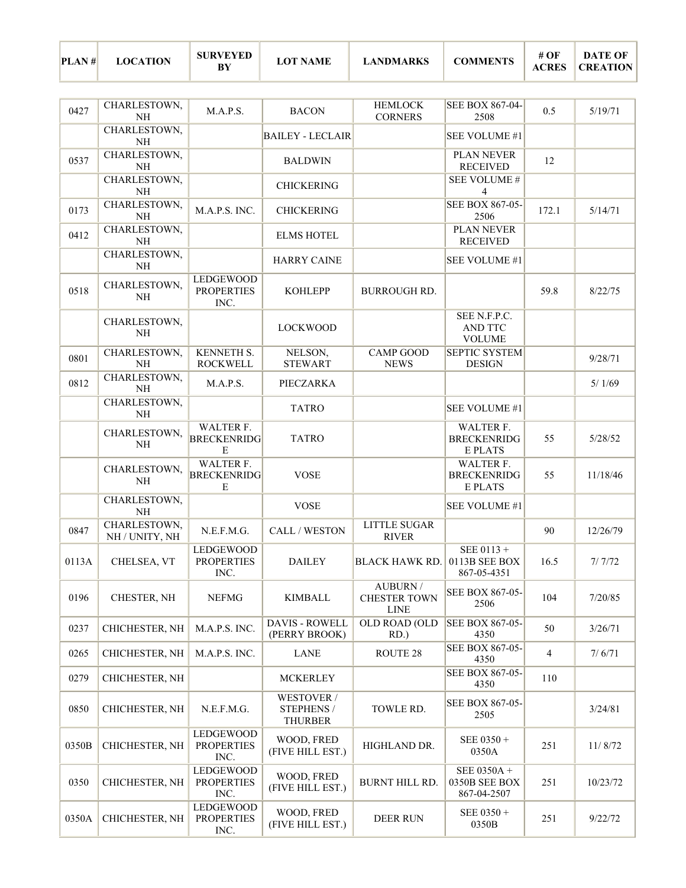| PLAN # | LOCATION | SURVEYED BY | LOT NAME | LANDMARKS | COMMENTS | # OF ACRES | DATE OF CREATION |
|---|---|---|---|---|---|---|---|
| 0427 | CHARLESTOWN, NH | M.A.P.S. | BACON | HEMLOCK CORNERS | SEE BOX 867-04-2508 | 0.5 | 5/19/71 |
| | CHARLESTOWN, NH | | BAILEY - LECLAIR | | SEE VOLUME #1 | | |
| 0537 | CHARLESTOWN, NH | | BALDWIN | | PLAN NEVER RECEIVED | 12 | |
| | CHARLESTOWN, NH | | CHICKERING | | SEE VOLUME # 4 | | |
| 0173 | CHARLESTOWN, NH | M.A.P.S. INC. | CHICKERING | | SEE BOX 867-05-2506 | 172.1 | 5/14/71 |
| 0412 | CHARLESTOWN, NH | | ELMS HOTEL | | PLAN NEVER RECEIVED | | |
| | CHARLESTOWN, NH | | HARRY CAINE | | SEE VOLUME #1 | | |
| 0518 | CHARLESTOWN, NH | LEDGEWOOD PROPERTIES INC. | KOHLEPP | BURROUGH RD. | | 59.8 | 8/22/75 |
| | CHARLESTOWN, NH | | LOCKWOOD | | SEE N.F.P.C. AND TTC VOLUME | | |
| 0801 | CHARLESTOWN, NH | KENNETH S. ROCKWELL | NELSON, STEWART | CAMP GOOD NEWS | SEPTIC SYSTEM DESIGN | | 9/28/71 |
| 0812 | CHARLESTOWN, NH | M.A.P.S. | PIECZARKA | | | | 5/ 1/69 |
| | CHARLESTOWN, NH | | TATRO | | SEE VOLUME #1 | | |
| | CHARLESTOWN, NH | WALTER F. BRECKENRIDGE | TATRO | | WALTER F. BRECKENRIDGE PLATS | 55 | 5/28/52 |
| | CHARLESTOWN, NH | WALTER F. BRECKENRIDGE | VOSE | | WALTER F. BRECKENRIDGE PLATS | 55 | 11/18/46 |
| | CHARLESTOWN, NH | | VOSE | | SEE VOLUME #1 | | |
| 0847 | CHARLESTOWN, NH / UNITY, NH | N.E.F.M.G. | CALL / WESTON | LITTLE SUGAR RIVER | | 90 | 12/26/79 |
| 0113A | CHELSEA, VT | LEDGEWOOD PROPERTIES INC. | DAILEY | BLACK HAWK RD. | SEE 0113 + 0113B SEE BOX 867-05-4351 | 16.5 | 7/ 7/72 |
| 0196 | CHESTER, NH | NEFMG | KIMBALL | AUBURN / CHESTER TOWN LINE | SEE BOX 867-05-2506 | 104 | 7/20/85 |
| 0237 | CHICHESTER, NH | M.A.P.S. INC. | DAVIS - ROWELL (PERRY BROOK) | OLD ROAD (OLD RD.) | SEE BOX 867-05-4350 | 50 | 3/26/71 |
| 0265 | CHICHESTER, NH | M.A.P.S. INC. | LANE | ROUTE 28 | SEE BOX 867-05-4350 | 4 | 7/ 6/71 |
| 0279 | CHICHESTER, NH | | MCKERLEY | | SEE BOX 867-05-4350 | 110 | |
| 0850 | CHICHESTER, NH | N.E.F.M.G. | WESTOVER / STEPHENS / THURBER | TOWLE RD. | SEE BOX 867-05-2505 | | 3/24/81 |
| 0350B | CHICHESTER, NH | LEDGEWOOD PROPERTIES INC. | WOOD, FRED (FIVE HILL EST.) | HIGHLAND DR. | SEE 0350 + 0350A | 251 | 11/ 8/72 |
| 0350 | CHICHESTER, NH | LEDGEWOOD PROPERTIES INC. | WOOD, FRED (FIVE HILL EST.) | BURNT HILL RD. | SEE 0350A + 0350B SEE BOX 867-04-2507 | 251 | 10/23/72 |
| 0350A | CHICHESTER, NH | LEDGEWOOD PROPERTIES INC. | WOOD, FRED (FIVE HILL EST.) | DEER RUN | SEE 0350 + 0350B | 251 | 9/22/72 |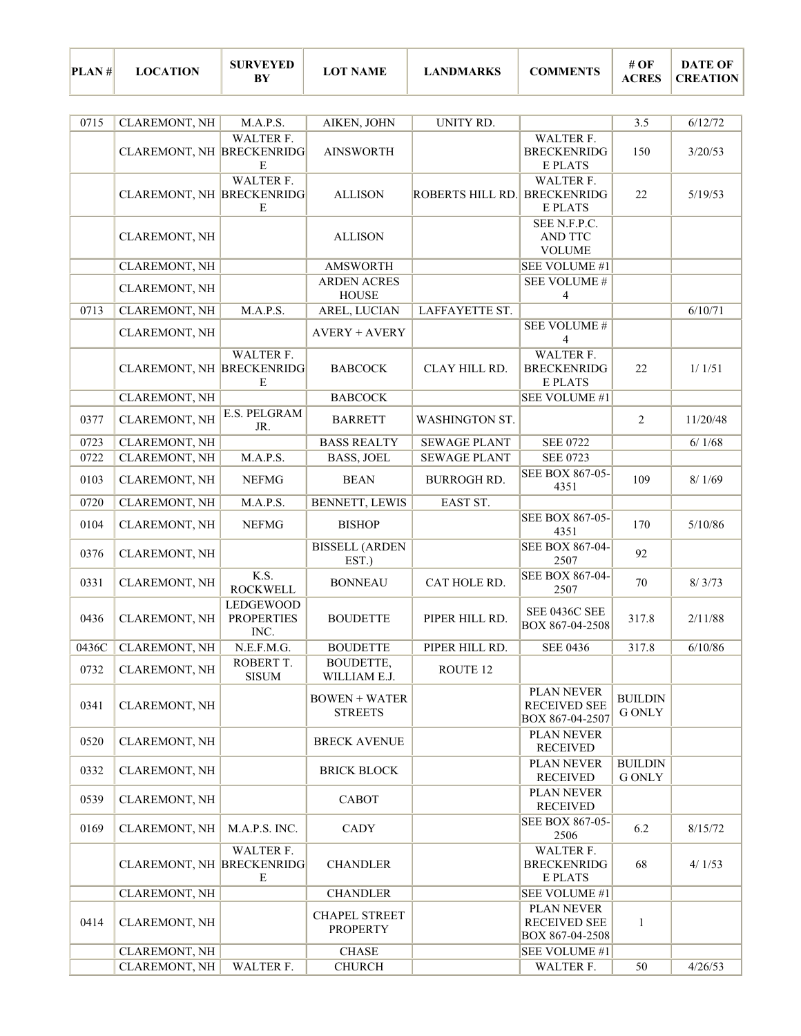| PLAN # | LOCATION | SURVEYED BY | LOT NAME | LANDMARKS | COMMENTS | # OF ACRES | DATE OF CREATION |
|---|---|---|---|---|---|---|---|
| 0715 | CLAREMONT, NH | M.A.P.S. | AIKEN, JOHN | UNITY RD. | | 3.5 | 6/12/72 |
| | CLAREMONT, NH | WALTER F. BRECKENRIDGE | AINSWORTH | | WALTER F. BRECKENRIDGE PLATS | 150 | 3/20/53 |
| | CLAREMONT, NH | WALTER F. BRECKENRIDGE | ALLISON | ROBERTS HILL RD. | WALTER F. BRECKENRIDGE PLATS | 22 | 5/19/53 |
| | CLAREMONT, NH | | ALLISON | | SEE N.F.P.C. AND TTC VOLUME | | |
| | CLAREMONT, NH | | AMSWORTH | | SEE VOLUME #1 | | |
| | CLAREMONT, NH | | ARDEN ACRES HOUSE | | SEE VOLUME # 4 | | |
| 0713 | CLAREMONT, NH | M.A.P.S. | AREL, LUCIAN | LAFFAYETTE ST. | | | 6/10/71 |
| | CLAREMONT, NH | | AVERY + AVERY | | SEE VOLUME # 4 | | |
| | CLAREMONT, NH | WALTER F. BRECKENRIDGE | BABCOCK | CLAY HILL RD. | WALTER F. BRECKENRIDGE PLATS | 22 | 1/ 1/51 |
| | CLAREMONT, NH | | BABCOCK | | SEE VOLUME #1 | | |
| 0377 | CLAREMONT, NH | E.S. PELGRAM JR. | BARRETT | WASHINGTON ST. | | 2 | 11/20/48 |
| 0723 | CLAREMONT, NH | | BASS REALTY | SEWAGE PLANT | SEE 0722 | | 6/ 1/68 |
| 0722 | CLAREMONT, NH | M.A.P.S. | BASS, JOEL | SEWAGE PLANT | SEE 0723 | | |
| 0103 | CLAREMONT, NH | NEFMG | BEAN | BURROGH RD. | SEE BOX 867-05-4351 | 109 | 8/ 1/69 |
| 0720 | CLAREMONT, NH | M.A.P.S. | BENNETT, LEWIS | EAST ST. | | | |
| 0104 | CLAREMONT, NH | NEFMG | BISHOP | | SEE BOX 867-05-4351 | 170 | 5/10/86 |
| 0376 | CLAREMONT, NH | | BISSELL (ARDEN EST.) | | SEE BOX 867-04-2507 | 92 | |
| 0331 | CLAREMONT, NH | K.S. ROCKWELL | BONNEAU | CAT HOLE RD. | SEE BOX 867-04-2507 | 70 | 8/ 3/73 |
| 0436 | CLAREMONT, NH | LEDGEWOOD PROPERTIES INC. | BOUDETTE | PIPER HILL RD. | SEE 0436C SEE BOX 867-04-2508 | 317.8 | 2/11/88 |
| 0436C | CLAREMONT, NH | N.E.F.M.G. | BOUDETTE | PIPER HILL RD. | SEE 0436 | 317.8 | 6/10/86 |
| 0732 | CLAREMONT, NH | ROBERT T. SISUM | BOUDETTE, WILLIAM E.J. | ROUTE 12 | | | |
| 0341 | CLAREMONT, NH | | BOWEN + WATER STREETS | | PLAN NEVER RECEIVED SEE BOX 867-04-2507 | BUILDING ONLY | |
| 0520 | CLAREMONT, NH | | BRECK AVENUE | | PLAN NEVER RECEIVED | | |
| 0332 | CLAREMONT, NH | | BRICK BLOCK | | PLAN NEVER RECEIVED | BUILDING ONLY | |
| 0539 | CLAREMONT, NH | | CABOT | | PLAN NEVER RECEIVED | | |
| 0169 | CLAREMONT, NH | M.A.P.S. INC. | CADY | | SEE BOX 867-05-2506 | 6.2 | 8/15/72 |
| | CLAREMONT, NH | WALTER F. BRECKENRIDGE | CHANDLER | | WALTER F. BRECKENRIDGE PLATS | 68 | 4/ 1/53 |
| | CLAREMONT, NH | | CHANDLER | | SEE VOLUME #1 | | |
| 0414 | CLAREMONT, NH | | CHAPEL STREET PROPERTY | | PLAN NEVER RECEIVED SEE BOX 867-04-2508 | 1 | |
| | CLAREMONT, NH | | CHASE | | SEE VOLUME #1 | | |
| | CLAREMONT, NH | WALTER F. | CHURCH | | WALTER F. | 50 | 4/26/53 |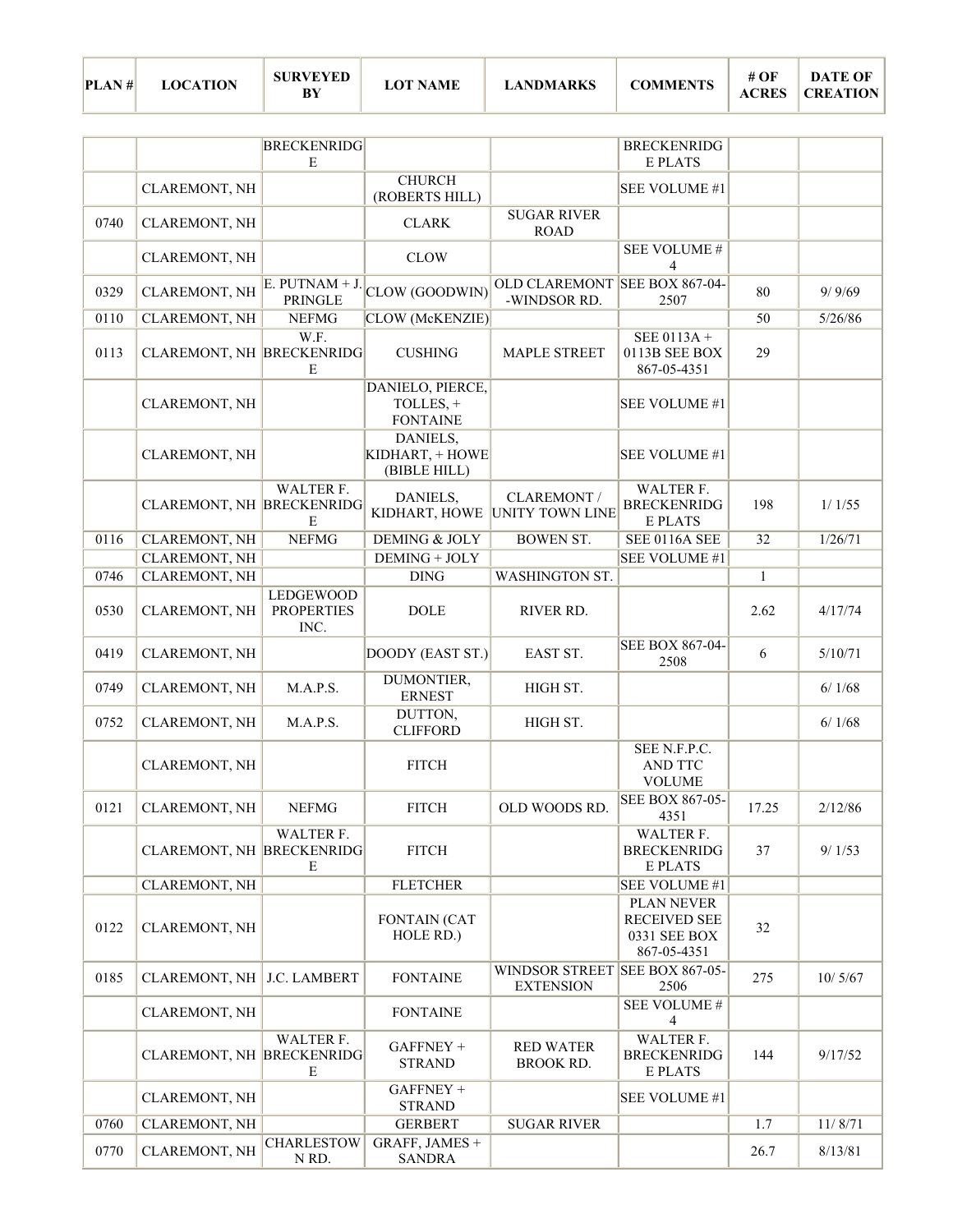| PLAN # | LOCATION | SURVEYED BY | LOT NAME | LANDMARKS | COMMENTS | # OF ACRES | DATE OF CREATION |
|---|---|---|---|---|---|---|---|
| | | BRECKENRIDGE | | | BRECKENRIDGE PLATS | | |
| | CLAREMONT, NH | | CHURCH (ROBERTS HILL) | | SEE VOLUME #1 | | |
| 0740 | CLAREMONT, NH | | CLARK | SUGAR RIVER ROAD | | | |
| | CLAREMONT, NH | | CLOW | | SEE VOLUME # 4 | | |
| 0329 | CLAREMONT, NH | E. PUTNAM + J. PRINGLE | CLOW (GOODWIN) | OLD CLAREMONT -WINDSOR RD. | SEE BOX 867-04-2507 | 80 | 9/ 9/69 |
| 0110 | CLAREMONT, NH | NEFMG | CLOW (McKENZIE) | | | 50 | 5/26/86 |
| 0113 | CLAREMONT, NH | W.F. BRECKENRIDGE | CUSHING | MAPLE STREET | SEE 0113A + 0113B SEE BOX 867-05-4351 | 29 | |
| | CLAREMONT, NH | | DANIELO, PIERCE, TOLLES, + FONTAINE | | SEE VOLUME #1 | | |
| | CLAREMONT, NH | | DANIELS, KIDHART, + HOWE (BIBLE HILL) | | SEE VOLUME #1 | | |
| | CLAREMONT, NH | WALTER F. BRECKENRIDGE | DANIELS, KIDHART, HOWE | CLAREMONT / UNITY TOWN LINE | WALTER F. BRECKENRIDGE PLATS | 198 | 1/ 1/55 |
| 0116 | CLAREMONT, NH | NEFMG | DEMING & JOLY | BOWEN ST. | SEE 0116A SEE | 32 | 1/26/71 |
| | CLAREMONT, NH | | DEMING + JOLY | | SEE VOLUME #1 | | |
| 0746 | CLAREMONT, NH | | DING | WASHINGTON ST. | | 1 | |
| 0530 | CLAREMONT, NH | LEDGEWOOD PROPERTIES INC. | DOLE | RIVER RD. | | 2.62 | 4/17/74 |
| 0419 | CLAREMONT, NH | | DOODY (EAST ST.) | EAST ST. | SEE BOX 867-04-2508 | 6 | 5/10/71 |
| 0749 | CLAREMONT, NH | M.A.P.S. | DUMONTIER, ERNEST | HIGH ST. | | | 6/ 1/68 |
| 0752 | CLAREMONT, NH | M.A.P.S. | DUTTON, CLIFFORD | HIGH ST. | | | 6/ 1/68 |
| | CLAREMONT, NH | | FITCH | | SEE N.F.P.C. AND TTC VOLUME | | |
| 0121 | CLAREMONT, NH | NEFMG | FITCH | OLD WOODS RD. | SEE BOX 867-05-4351 | 17.25 | 2/12/86 |
| | CLAREMONT, NH | WALTER F. BRECKENRIDGE | FITCH | | WALTER F. BRECKENRIDGE PLATS | 37 | 9/ 1/53 |
| | CLAREMONT, NH | | FLETCHER | | SEE VOLUME #1 | | |
| 0122 | CLAREMONT, NH | | FONTAIN (CAT HOLE RD.) | | PLAN NEVER RECEIVED SEE 0331 SEE BOX 867-05-4351 | 32 | |
| 0185 | CLAREMONT, NH | J.C. LAMBERT | FONTAINE | WINDSOR STREET EXTENSION | SEE BOX 867-05-2506 | 275 | 10/ 5/67 |
| | CLAREMONT, NH | | FONTAINE | | SEE VOLUME # 4 | | |
| | CLAREMONT, NH | WALTER F. BRECKENRIDGE | GAFFNEY + STRAND | RED WATER BROOK RD. | WALTER F. BRECKENRIDGE PLATS | 144 | 9/17/52 |
| | CLAREMONT, NH | | GAFFNEY + STRAND | | SEE VOLUME #1 | | |
| 0760 | CLAREMONT, NH | | GERBERT | SUGAR RIVER | | 1.7 | 11/ 8/71 |
| 0770 | CLAREMONT, NH | CHARLESTOWN RD. | GRAFF, JAMES + SANDRA | | | 26.7 | 8/13/81 |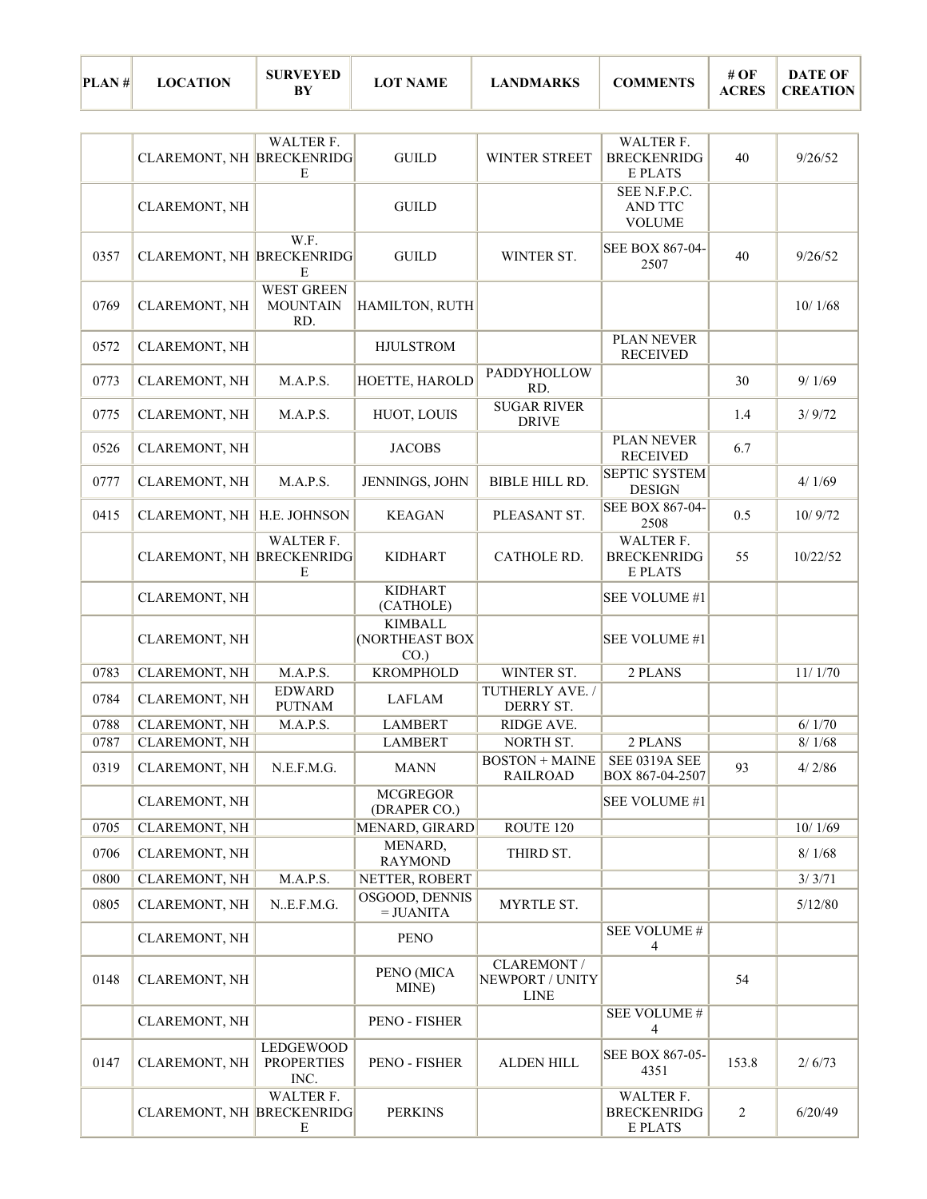| PLAN # | LOCATION | SURVEYED BY | LOT NAME | LANDMARKS | COMMENTS | # OF ACRES | DATE OF CREATION |
|---|---|---|---|---|---|---|---|
| | CLAREMONT, NH | WALTER F. BRECKENRIDGE | GUILD | WINTER STREET | WALTER F. BRECKENRIDGE PLATS | 40 | 9/26/52 |
| | CLAREMONT, NH | | GUILD | | SEE N.F.P.C. AND TTC VOLUME | | |
| 0357 | CLAREMONT, NH | W.F. BRECKENRIDGE | GUILD | WINTER ST. | SEE BOX 867-04-2507 | 40 | 9/26/52 |
| 0769 | CLAREMONT, NH | WEST GREEN MOUNTAIN RD. | HAMILTON, RUTH | | | | 10/ 1/68 |
| 0572 | CLAREMONT, NH | | HJULSTROM | | PLAN NEVER RECEIVED | | |
| 0773 | CLAREMONT, NH | M.A.P.S. | HOETTE, HAROLD | PADDYHOLLOW RD. | | 30 | 9/ 1/69 |
| 0775 | CLAREMONT, NH | M.A.P.S. | HUOT, LOUIS | SUGAR RIVER DRIVE | | 1.4 | 3/ 9/72 |
| 0526 | CLAREMONT, NH | | JACOBS | | PLAN NEVER RECEIVED | 6.7 | |
| 0777 | CLAREMONT, NH | M.A.P.S. | JENNINGS, JOHN | BIBLE HILL RD. | SEPTIC SYSTEM DESIGN | | 4/ 1/69 |
| 0415 | CLAREMONT, NH | H.E. JOHNSON | KEAGAN | PLEASANT ST. | SEE BOX 867-04-2508 | 0.5 | 10/ 9/72 |
| | CLAREMONT, NH | WALTER F. BRECKENRIDGE | KIDHART | CATHOLE RD. | WALTER F. BRECKENRIDGE PLATS | 55 | 10/22/52 |
| | CLAREMONT, NH | | KIDHART (CATHOLE) | | SEE VOLUME #1 | | |
| | CLAREMONT, NH | | KIMBALL (NORTHEAST BOX CO.) | | SEE VOLUME #1 | | |
| 0783 | CLAREMONT, NH | M.A.P.S. | KROMPHOLD | WINTER ST. | 2 PLANS | | 11/ 1/70 |
| 0784 | CLAREMONT, NH | EDWARD PUTNAM | LAFLAM | TUTHERLY AVE. / DERRY ST. | | | |
| 0788 | CLAREMONT, NH | M.A.P.S. | LAMBERT | RIDGE AVE. | | | 6/ 1/70 |
| 0787 | CLAREMONT, NH | | LAMBERT | NORTH ST. | 2 PLANS | | 8/ 1/68 |
| 0319 | CLAREMONT, NH | N.E.F.M.G. | MANN | BOSTON + MAINE RAILROAD | SEE 0319A SEE BOX 867-04-2507 | 93 | 4/ 2/86 |
| | CLAREMONT, NH | | MCGREGOR (DRAPER CO.) | | SEE VOLUME #1 | | |
| 0705 | CLAREMONT, NH | | MENARD, GIRARD | ROUTE 120 | | | 10/ 1/69 |
| 0706 | CLAREMONT, NH | | MENARD, RAYMOND | THIRD ST. | | | 8/ 1/68 |
| 0800 | CLAREMONT, NH | M.A.P.S. | NETTER, ROBERT | | | | 3/ 3/71 |
| 0805 | CLAREMONT, NH | N..E.F.M.G. | OSGOOD, DENNIS = JUANITA | MYRTLE ST. | | | 5/12/80 |
| | CLAREMONT, NH | | PENO | | SEE VOLUME # 4 | | |
| 0148 | CLAREMONT, NH | | PENO (MICA MINE) | CLAREMONT / NEWPORT / UNITY LINE | | 54 | |
| | CLAREMONT, NH | | PENO - FISHER | | SEE VOLUME # 4 | | |
| 0147 | CLAREMONT, NH | LEDGEWOOD PROPERTIES INC. | PENO - FISHER | ALDEN HILL | SEE BOX 867-05-4351 | 153.8 | 2/ 6/73 |
| | CLAREMONT, NH | WALTER F. BRECKENRIDGE | PERKINS | | WALTER F. BRECKENRIDGE PLATS | 2 | 6/20/49 |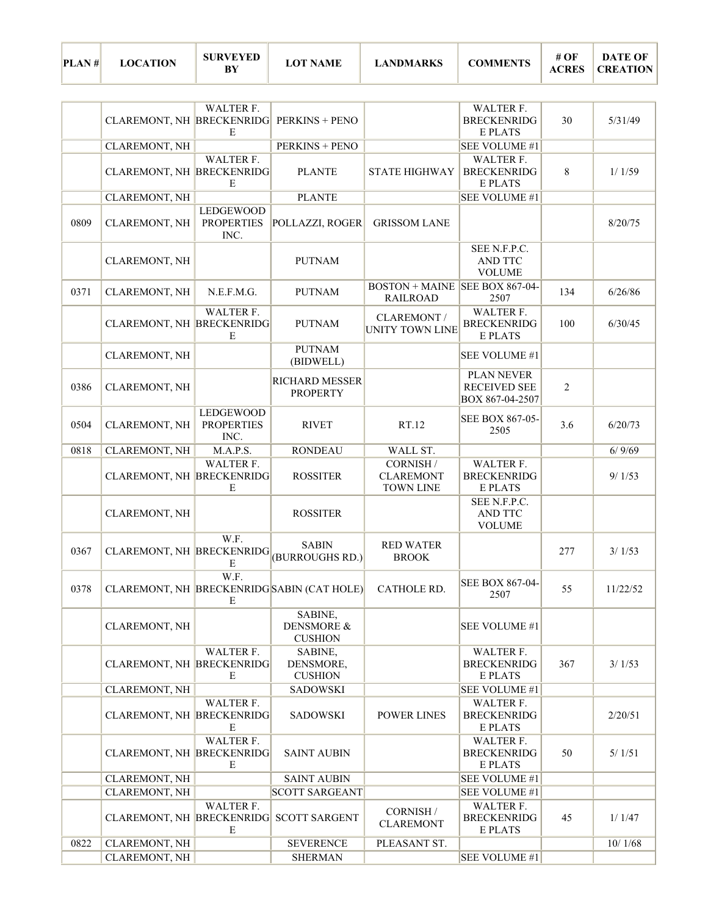| PLAN # | LOCATION | SURVEYED BY | LOT NAME | LANDMARKS | COMMENTS | # OF ACRES | DATE OF CREATION |
|---|---|---|---|---|---|---|---|
| | CLAREMONT, NH | WALTER F. BRECKENRIDGE | PERKINS + PENO | | WALTER F. BRECKENRIDGE PLATS | 30 | 5/31/49 |
| | CLAREMONT, NH | | PERKINS + PENO | | SEE VOLUME #1 | | |
| | CLAREMONT, NH | WALTER F. BRECKENRIDGE | PLANTE | STATE HIGHWAY | WALTER F. BRECKENRIDGE PLATS | 8 | 1/ 1/59 |
| | CLAREMONT, NH | | PLANTE | | SEE VOLUME #1 | | |
| 0809 | CLAREMONT, NH | LEDGEWOOD PROPERTIES INC. | POLLAZZI, ROGER | GRISSOM LANE | | | 8/20/75 |
| | CLAREMONT, NH | | PUTNAM | | SEE N.F.P.C. AND TTC VOLUME | | |
| 0371 | CLAREMONT, NH | N.E.F.M.G. | PUTNAM | BOSTON + MAINE RAILROAD | SEE BOX 867-04-2507 | 134 | 6/26/86 |
| | CLAREMONT, NH | WALTER F. BRECKENRIDGE | PUTNAM | CLAREMONT / UNITY TOWN LINE | WALTER F. BRECKENRIDGE PLATS | 100 | 6/30/45 |
| | CLAREMONT, NH | | PUTNAM (BIDWELL) | | SEE VOLUME #1 | | |
| 0386 | CLAREMONT, NH | | RICHARD MESSER PROPERTY | | PLAN NEVER RECEIVED SEE BOX 867-04-2507 | 2 | |
| 0504 | CLAREMONT, NH | LEDGEWOOD PROPERTIES INC. | RIVET | RT.12 | SEE BOX 867-05-2505 | 3.6 | 6/20/73 |
| 0818 | CLAREMONT, NH | M.A.P.S. | RONDEAU | WALL ST. | | | 6/ 9/69 |
| | CLAREMONT, NH | WALTER F. BRECKENRIDGE | ROSSITER | CORNISH / CLAREMONT TOWN LINE | WALTER F. BRECKENRIDGE PLATS | | 9/ 1/53 |
| | CLAREMONT, NH | | ROSSITER | | SEE N.F.P.C. AND TTC VOLUME | | |
| 0367 | CLAREMONT, NH | W.F. BRECKENRIDGE | SABIN (BURROUGHS RD.) | RED WATER BROOK | | 277 | 3/ 1/53 |
| 0378 | CLAREMONT, NH | W.F. BRECKENRIDGE | SABIN (CAT HOLE) | CATHOLE RD. | SEE BOX 867-04-2507 | 55 | 11/22/52 |
| | CLAREMONT, NH | | SABINE, DENSMORE & CUSHION | | SEE VOLUME #1 | | |
| | CLAREMONT, NH | WALTER F. BRECKENRIDGE | SABINE, DENSMORE, CUSHION | | WALTER F. BRECKENRIDGE PLATS | 367 | 3/ 1/53 |
| | CLAREMONT, NH | | SADOWSKI | | SEE VOLUME #1 | | |
| | CLAREMONT, NH | WALTER F. BRECKENRIDGE | SADOWSKI | POWER LINES | WALTER F. BRECKENRIDGE PLATS | | 2/20/51 |
| | CLAREMONT, NH | WALTER F. BRECKENRIDGE | SAINT AUBIN | | WALTER F. BRECKENRIDGE PLATS | 50 | 5/ 1/51 |
| | CLAREMONT, NH | | SAINT AUBIN | | SEE VOLUME #1 | | |
| | CLAREMONT, NH | | SCOTT SARGEANT | | SEE VOLUME #1 | | |
| | CLAREMONT, NH | WALTER F. BRECKENRIDGE | SCOTT SARGENT | CORNISH / CLAREMONT | WALTER F. BRECKENRIDGE PLATS | 45 | 1/ 1/47 |
| 0822 | CLAREMONT, NH | | SEVERENCE | PLEASANT ST. | | | 10/ 1/68 |
| | CLAREMONT, NH | | SHERMAN | | SEE VOLUME #1 | | |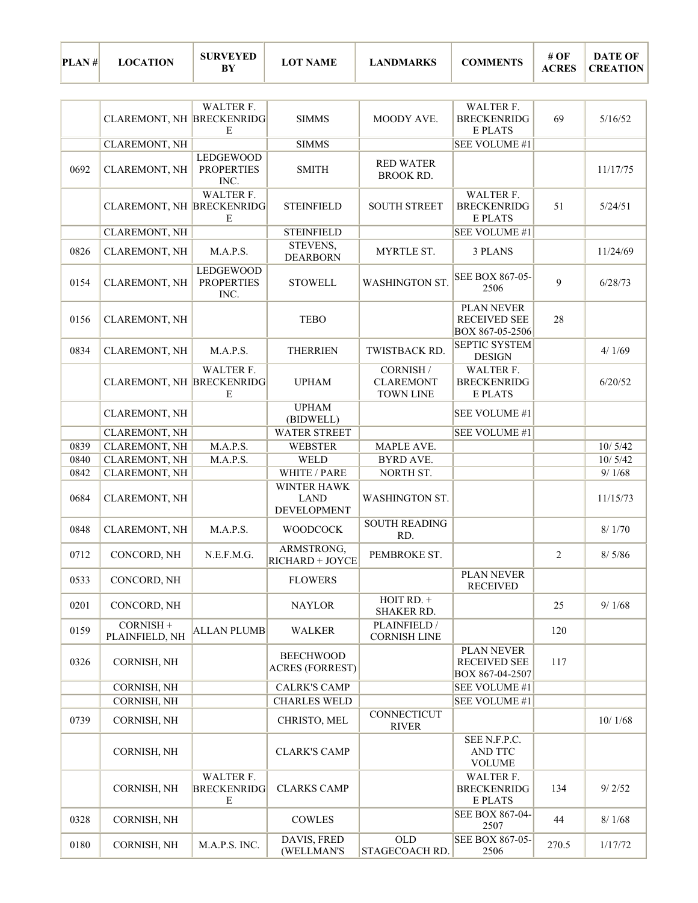| PLAN # | LOCATION | SURVEYED BY | LOT NAME | LANDMARKS | COMMENTS | # OF ACRES | DATE OF CREATION |
|---|---|---|---|---|---|---|---|
| | CLAREMONT, NH | WALTER F. BRECKENRIDGE | SIMMS | MOODY AVE. | WALTER F. BRECKENRIDGE PLATS | 69 | 5/16/52 |
| | CLAREMONT, NH | | SIMMS | | SEE VOLUME #1 | | |
| 0692 | CLAREMONT, NH | LEDGEWOOD PROPERTIES INC. | SMITH | RED WATER BROOK RD. | | | 11/17/75 |
| | CLAREMONT, NH | WALTER F. BRECKENRIDGE | STEINFIELD | SOUTH STREET | WALTER F. BRECKENRIDGE PLATS | 51 | 5/24/51 |
| | CLAREMONT, NH | | STEINFIELD | | SEE VOLUME #1 | | |
| 0826 | CLAREMONT, NH | M.A.P.S. | STEVENS, DEARBORN | MYRTLE ST. | 3 PLANS | | 11/24/69 |
| 0154 | CLAREMONT, NH | LEDGEWOOD PROPERTIES INC. | STOWELL | WASHINGTON ST. | SEE BOX 867-05-2506 | 9 | 6/28/73 |
| 0156 | CLAREMONT, NH | | TEBO | | PLAN NEVER RECEIVED SEE BOX 867-05-2506 | 28 | |
| 0834 | CLAREMONT, NH | M.A.P.S. | THERRIEN | TWISTBACK RD. | SEPTIC SYSTEM DESIGN | | 4/ 1/69 |
| | CLAREMONT, NH | WALTER F. BRECKENRIDGE | UPHAM | CORNISH / CLAREMONT TOWN LINE | WALTER F. BRECKENRIDGE PLATS | | 6/20/52 |
| | CLAREMONT, NH | | UPHAM (BIDWELL) | | SEE VOLUME #1 | | |
| | CLAREMONT, NH | | WATER STREET | | SEE VOLUME #1 | | |
| 0839 | CLAREMONT, NH | M.A.P.S. | WEBSTER | MAPLE AVE. | | | 10/ 5/42 |
| 0840 | CLAREMONT, NH | M.A.P.S. | WELD | BYRD AVE. | | | 10/ 5/42 |
| 0842 | CLAREMONT, NH | | WHITE / PARE | NORTH ST. | | | 9/ 1/68 |
| 0684 | CLAREMONT, NH | | WINTER HAWK LAND DEVELOPMENT | WASHINGTON ST. | | | 11/15/73 |
| 0848 | CLAREMONT, NH | M.A.P.S. | WOODCOCK | SOUTH READING RD. | | | 8/ 1/70 |
| 0712 | CONCORD, NH | N.E.F.M.G. | ARMSTRONG, RICHARD + JOYCE | PEMBROKE ST. | | 2 | 8/ 5/86 |
| 0533 | CONCORD, NH | | FLOWERS | | PLAN NEVER RECEIVED | | |
| 0201 | CONCORD, NH | | NAYLOR | HOIT RD. + SHAKER RD. | | 25 | 9/ 1/68 |
| 0159 | CORNISH + PLAINFIELD, NH | ALLAN PLUMB | WALKER | PLAINFIELD / CORNISH LINE | | 120 | |
| 0326 | CORNISH, NH | | BEECHWOOD ACRES (FORREST) | | PLAN NEVER RECEIVED SEE BOX 867-04-2507 | 117 | |
| | CORNISH, NH | | CALRK'S CAMP | | SEE VOLUME #1 | | |
| | CORNISH, NH | | CHARLES WELD | | SEE VOLUME #1 | | |
| 0739 | CORNISH, NH | | CHRISTO, MEL | CONNECTICUT RIVER | | | 10/ 1/68 |
| | CORNISH, NH | | CLARK'S CAMP | | SEE N.F.P.C. AND TTC VOLUME | | |
| | CORNISH, NH | WALTER F. BRECKENRIDGE | CLARKS CAMP | | WALTER F. BRECKENRIDGE PLATS | 134 | 9/ 2/52 |
| 0328 | CORNISH, NH | | COWLES | | SEE BOX 867-04-2507 | 44 | 8/ 1/68 |
| 0180 | CORNISH, NH | M.A.P.S. INC. | DAVIS, FRED (WELLMAN'S | OLD STAGECOACH RD. | SEE BOX 867-05-2506 | 270.5 | 1/17/72 |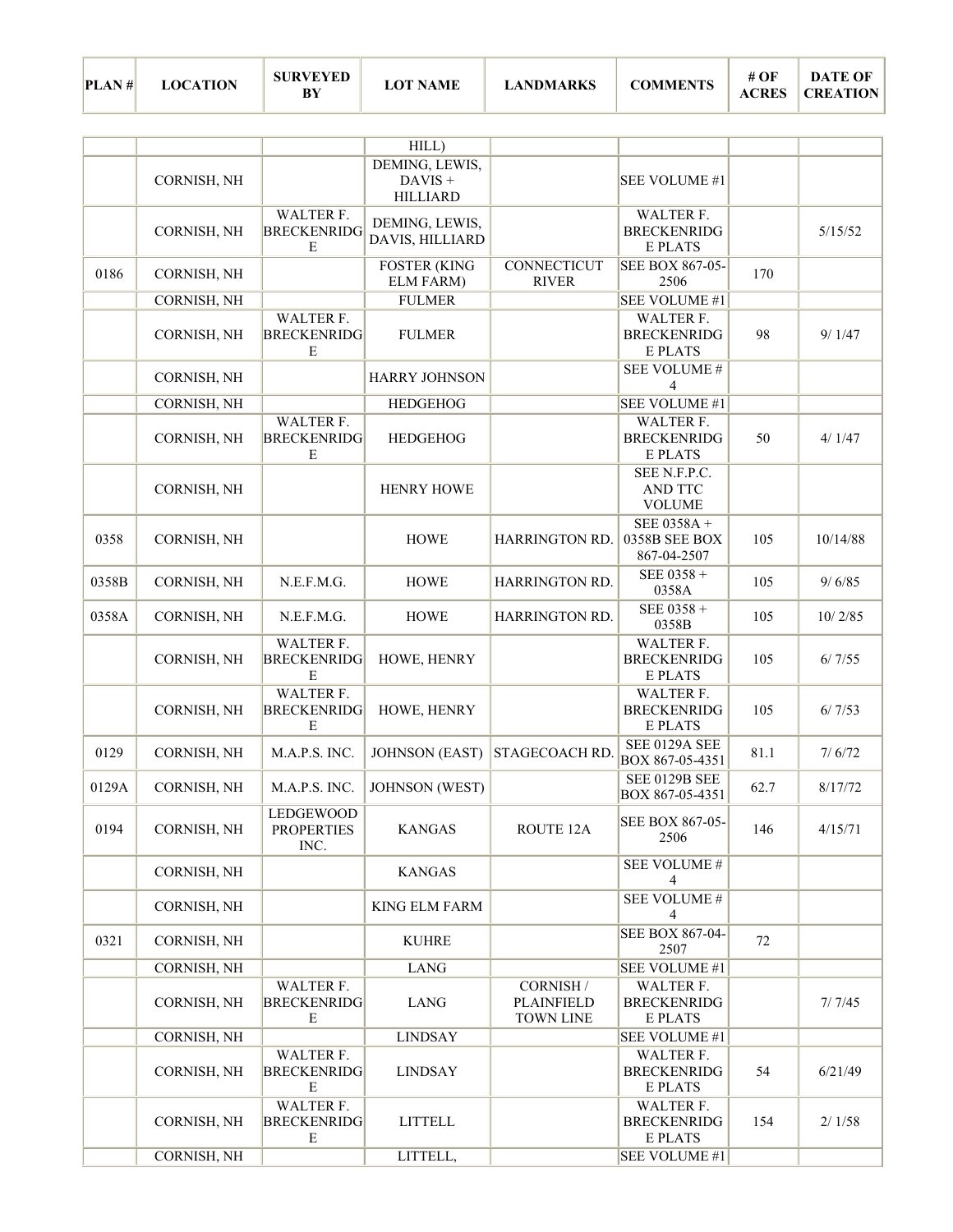| PLAN # | LOCATION | SURVEYED BY | LOT NAME | LANDMARKS | COMMENTS | # OF ACRES | DATE OF CREATION |
|---|---|---|---|---|---|---|---|
| | | | HILL) | | | | |
| | CORNISH, NH | | DEMING, LEWIS, DAVIS + HILLIARD | | SEE VOLUME #1 | | |
| | CORNISH, NH | WALTER F. BRECKENRIDGE | DEMING, LEWIS, DAVIS, HILLIARD | | WALTER F. BRECKENRIDGE PLATS | | 5/15/52 |
| 0186 | CORNISH, NH | | FOSTER (KING ELM FARM) | CONNECTICUT RIVER | SEE BOX 867-05-2506 | 170 | |
| | CORNISH, NH | | FULMER | | SEE VOLUME #1 | | |
| | CORNISH, NH | WALTER F. BRECKENRIDGE | FULMER | | WALTER F. BRECKENRIDGE PLATS | 98 | 9/ 1/47 |
| | CORNISH, NH | | HARRY JOHNSON | | SEE VOLUME # 4 | | |
| | CORNISH, NH | | HEDGEHOG | | SEE VOLUME #1 | | |
| | CORNISH, NH | WALTER F. BRECKENRIDGE | HEDGEHOG | | WALTER F. BRECKENRIDGE PLATS | 50 | 4/ 1/47 |
| | CORNISH, NH | | HENRY HOWE | | SEE N.F.P.C. AND TTC VOLUME | | |
| 0358 | CORNISH, NH | | HOWE | HARRINGTON RD. | SEE 0358A + 0358B SEE BOX 867-04-2507 | 105 | 10/14/88 |
| 0358B | CORNISH, NH | N.E.F.M.G. | HOWE | HARRINGTON RD. | SEE 0358 + 0358A | 105 | 9/ 6/85 |
| 0358A | CORNISH, NH | N.E.F.M.G. | HOWE | HARRINGTON RD. | SEE 0358 + 0358B | 105 | 10/ 2/85 |
| | CORNISH, NH | WALTER F. BRECKENRIDGE | HOWE, HENRY | | WALTER F. BRECKENRIDGE PLATS | 105 | 6/ 7/55 |
| | CORNISH, NH | WALTER F. BRECKENRIDGE | HOWE, HENRY | | WALTER F. BRECKENRIDGE PLATS | 105 | 6/ 7/53 |
| 0129 | CORNISH, NH | M.A.P.S. INC. | JOHNSON (EAST) | STAGECOACH RD. | SEE 0129A SEE BOX 867-05-4351 | 81.1 | 7/ 6/72 |
| 0129A | CORNISH, NH | M.A.P.S. INC. | JOHNSON (WEST) | | SEE 0129B SEE BOX 867-05-4351 | 62.7 | 8/17/72 |
| 0194 | CORNISH, NH | LEDGEWOOD PROPERTIES INC. | KANGAS | ROUTE 12A | SEE BOX 867-05-2506 | 146 | 4/15/71 |
| | CORNISH, NH | | KANGAS | | SEE VOLUME # 4 | | |
| | CORNISH, NH | | KING ELM FARM | | SEE VOLUME # 4 | | |
| 0321 | CORNISH, NH | | KUHRE | | SEE BOX 867-04-2507 | 72 | |
| | CORNISH, NH | | LANG | | SEE VOLUME #1 | | |
| | CORNISH, NH | WALTER F. BRECKENRIDGE | LANG | CORNISH / PLAINFIELD TOWN LINE | WALTER F. BRECKENRIDGE PLATS | | 7/ 7/45 |
| | CORNISH, NH | | LINDSAY | | SEE VOLUME #1 | | |
| | CORNISH, NH | WALTER F. BRECKENRIDGE | LINDSAY | | WALTER F. BRECKENRIDGE PLATS | 54 | 6/21/49 |
| | CORNISH, NH | WALTER F. BRECKENRIDGE | LITTELL | | WALTER F. BRECKENRIDGE PLATS | 154 | 2/ 1/58 |
| | CORNISH, NH | | LITTELL, | | SEE VOLUME #1 | | |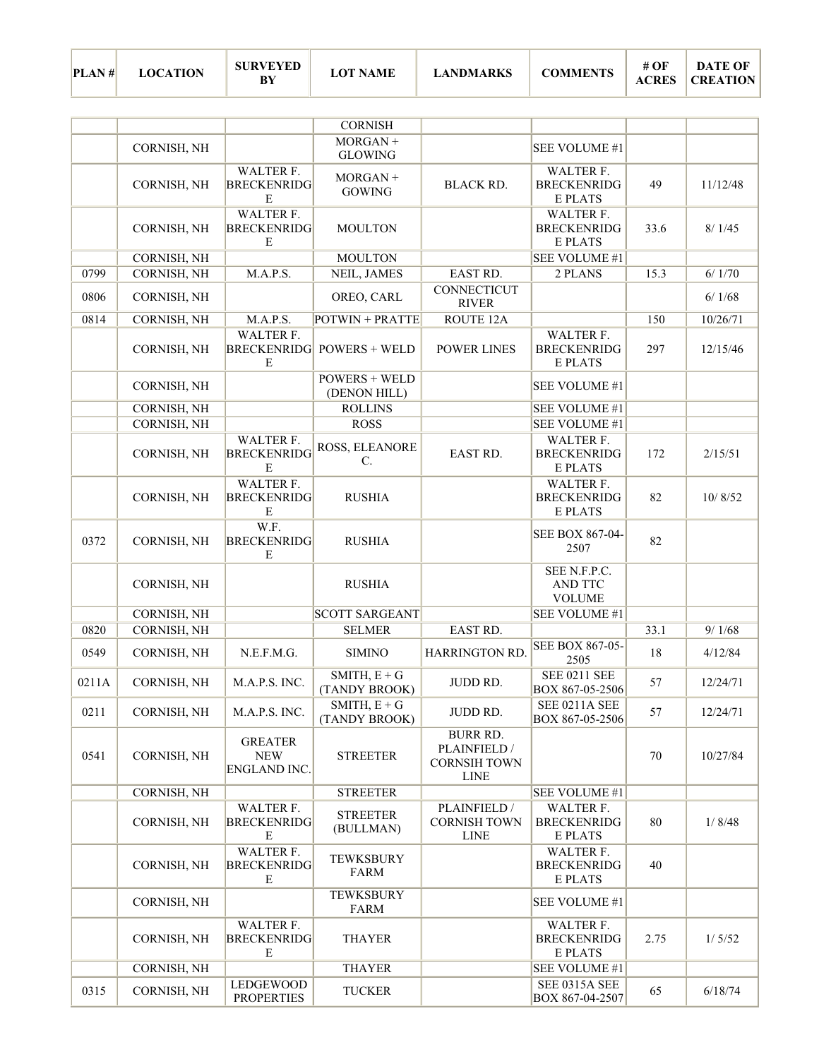| PLAN # | LOCATION | SURVEYED BY | LOT NAME | LANDMARKS | COMMENTS | # OF ACRES | DATE OF CREATION |
|---|---|---|---|---|---|---|---|
| | | | CORNISH | | | | |
| | CORNISH, NH | | MORGAN + GLOWING | | SEE VOLUME #1 | | |
| | CORNISH, NH | WALTER F. BRECKENRIDGE | MORGAN + GOWING | BLACK RD. | WALTER F. BRECKENRIDGE PLATS | 49 | 11/12/48 |
| | CORNISH, NH | WALTER F. BRECKENRIDGE | MOULTON | | WALTER F. BRECKENRIDGE PLATS | 33.6 | 8/ 1/45 |
| | CORNISH, NH | | MOULTON | | SEE VOLUME #1 | | |
| 0799 | CORNISH, NH | M.A.P.S. | NEIL, JAMES | EAST RD. | 2 PLANS | 15.3 | 6/ 1/70 |
| 0806 | CORNISH, NH | | OREO, CARL | CONNECTICUT RIVER | | | 6/ 1/68 |
| 0814 | CORNISH, NH | M.A.P.S. | POTWIN + PRATTE | ROUTE 12A | | 150 | 10/26/71 |
| | CORNISH, NH | WALTER F. BRECKENRIDGE | POWERS + WELD | POWER LINES | WALTER F. BRECKENRIDGE PLATS | 297 | 12/15/46 |
| | CORNISH, NH | | POWERS + WELD (DENON HILL) | | SEE VOLUME #1 | | |
| | CORNISH, NH | | ROLLINS | | SEE VOLUME #1 | | |
| | CORNISH, NH | | ROSS | | SEE VOLUME #1 | | |
| | CORNISH, NH | WALTER F. BRECKENRIDGE | ROSS, ELEANORE C. | EAST RD. | WALTER F. BRECKENRIDGE PLATS | 172 | 2/15/51 |
| | CORNISH, NH | WALTER F. BRECKENRIDGE | RUSHIA | | WALTER F. BRECKENRIDGE PLATS | 82 | 10/ 8/52 |
| 0372 | CORNISH, NH | W.F. BRECKENRIDGE | RUSHIA | | SEE BOX 867-04-2507 | 82 | |
| | CORNISH, NH | | RUSHIA | | SEE N.F.P.C. AND TTC VOLUME | | |
| | CORNISH, NH | | SCOTT SARGEANT | | SEE VOLUME #1 | | |
| 0820 | CORNISH, NH | | SELMER | EAST RD. | | 33.1 | 9/ 1/68 |
| 0549 | CORNISH, NH | N.E.F.M.G. | SIMINO | HARRINGTON RD. | SEE BOX 867-05-2505 | 18 | 4/12/84 |
| 0211A | CORNISH, NH | M.A.P.S. INC. | SMITH, E + G (TANDY BROOK) | JUDD RD. | SEE 0211 SEE BOX 867-05-2506 | 57 | 12/24/71 |
| 0211 | CORNISH, NH | M.A.P.S. INC. | SMITH, E + G (TANDY BROOK) | JUDD RD. | SEE 0211A SEE BOX 867-05-2506 | 57 | 12/24/71 |
| 0541 | CORNISH, NH | GREATER NEW ENGLAND INC. | STREETER | BURR RD. PLAINFIELD / CORNSIH TOWN LINE | | 70 | 10/27/84 |
| | CORNISH, NH | | STREETER | | SEE VOLUME #1 | | |
| | CORNISH, NH | WALTER F. BRECKENRIDGE | STREETER (BULLMAN) | PLAINFIELD / CORNISH TOWN LINE | WALTER F. BRECKENRIDGE PLATS | 80 | 1/ 8/48 |
| | CORNISH, NH | WALTER F. BRECKENRIDGE | TEWKSBURY FARM | | WALTER F. BRECKENRIDGE PLATS | 40 | |
| | CORNISH, NH | | TEWKSBURY FARM | | SEE VOLUME #1 | | |
| | CORNISH, NH | WALTER F. BRECKENRIDGE | THAYER | | WALTER F. BRECKENRIDGE PLATS | 2.75 | 1/ 5/52 |
| | CORNISH, NH | | THAYER | | SEE VOLUME #1 | | |
| 0315 | CORNISH, NH | LEDGEWOOD PROPERTIES | TUCKER | | SEE 0315A SEE BOX 867-04-2507 | 65 | 6/18/74 |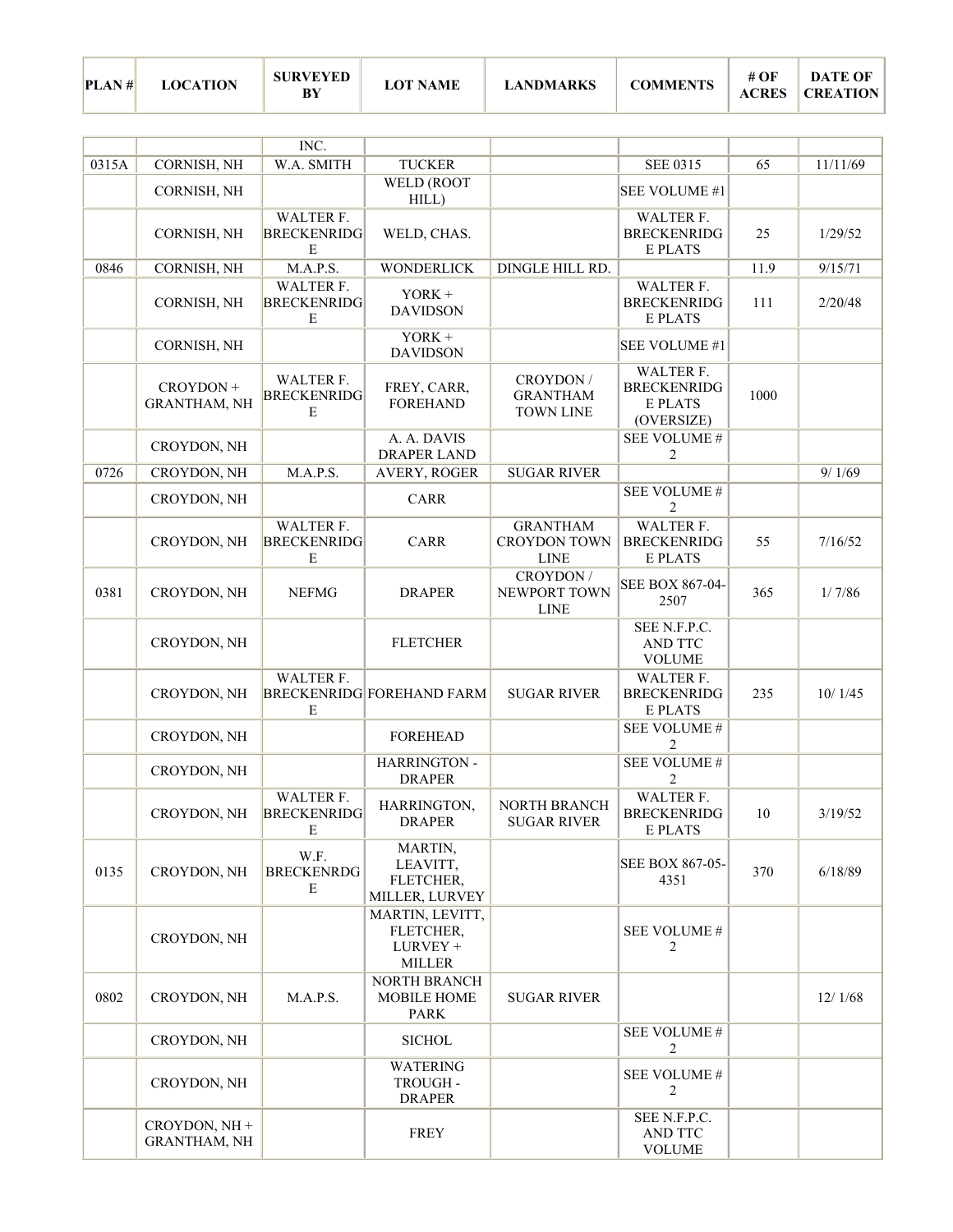| PLAN # | LOCATION | SURVEYED BY | LOT NAME | LANDMARKS | COMMENTS | # OF ACRES | DATE OF CREATION |
|---|---|---|---|---|---|---|---|
| | | INC. | | | | | |
| 0315A | CORNISH, NH | W.A. SMITH | TUCKER | | SEE 0315 | 65 | 11/11/69 |
| | CORNISH, NH | | WELD (ROOT HILL) | | SEE VOLUME #1 | | |
| | CORNISH, NH | WALTER F. BRECKENRIDGE | WELD, CHAS. | | WALTER F. BRECKENRIDGE PLATS | 25 | 1/29/52 |
| 0846 | CORNISH, NH | M.A.P.S. | WONDERLICK | DINGLE HILL RD. | | 11.9 | 9/15/71 |
| | CORNISH, NH | WALTER F. BRECKENRIDGE | YORK + DAVIDSON | | WALTER F. BRECKENRIDGE PLATS | 111 | 2/20/48 |
| | CORNISH, NH | | YORK + DAVIDSON | | SEE VOLUME #1 | | |
| | CROYDON + GRANTHAM, NH | WALTER F. BRECKENRIDGE | FREY, CARR, FOREHAND | CROYDON / GRANTHAM TOWN LINE | WALTER F. BRECKENRIDGE PLATS (OVERSIZE) | 1000 | |
| | CROYDON, NH | | A. A. DAVIS DRAPER LAND | | SEE VOLUME # 2 | | |
| 0726 | CROYDON, NH | M.A.P.S. | AVERY, ROGER | SUGAR RIVER | | | 9/ 1/69 |
| | CROYDON, NH | | CARR | | SEE VOLUME # 2 | | |
| | CROYDON, NH | WALTER F. BRECKENRIDGE | CARR | GRANTHAM CROYDON TOWN LINE | WALTER F. BRECKENRIDGE PLATS | 55 | 7/16/52 |
| 0381 | CROYDON, NH | NEFMG | DRAPER | CROYDON / NEWPORT TOWN LINE | SEE BOX 867-04-2507 | 365 | 1/ 7/86 |
| | CROYDON, NH | | FLETCHER | | SEE N.F.P.C. AND TTC VOLUME | | |
| | CROYDON, NH | WALTER F. BRECKENRIDGE | FOREHAND FARM | SUGAR RIVER | WALTER F. BRECKENRIDGE PLATS | 235 | 10/ 1/45 |
| | CROYDON, NH | | FOREHEAD | | SEE VOLUME # 2 | | |
| | CROYDON, NH | | HARRINGTON - DRAPER | | SEE VOLUME # 2 | | |
| | CROYDON, NH | WALTER F. BRECKENRIDGE | HARRINGTON, DRAPER | NORTH BRANCH SUGAR RIVER | WALTER F. BRECKENRIDGE PLATS | 10 | 3/19/52 |
| 0135 | CROYDON, NH | W.F. BRECKENRDGE | MARTIN, LEAVITT, FLETCHER, MILLER, LURVEY | | SEE BOX 867-05-4351 | 370 | 6/18/89 |
| | CROYDON, NH | | MARTIN, LEVITT, FLETCHER, LURVEY + MILLER | | SEE VOLUME # 2 | | |
| 0802 | CROYDON, NH | M.A.P.S. | NORTH BRANCH MOBILE HOME PARK | SUGAR RIVER | | | 12/ 1/68 |
| | CROYDON, NH | | SICHOL | | SEE VOLUME # 2 | | |
| | CROYDON, NH | | WATERING TROUGH - DRAPER | | SEE VOLUME # 2 | | |
| | CROYDON, NH + GRANTHAM, NH | | FREY | | SEE N.F.P.C. AND TTC VOLUME | | |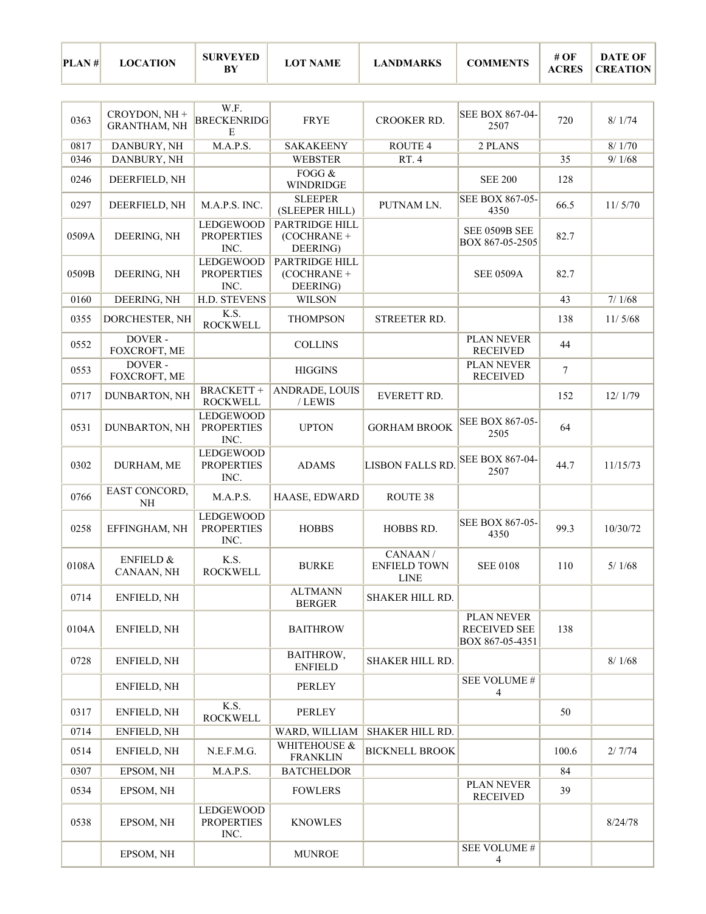| PLAN # | LOCATION | SURVEYED BY | LOT NAME | LANDMARKS | COMMENTS | # OF ACRES | DATE OF CREATION |
|---|---|---|---|---|---|---|---|
| 0363 | CROYDON, NH + GRANTHAM, NH | W.F. BRECKENRIDGE | FRYE | CROOKER RD. | SEE BOX 867-04-2507 | 720 | 8/ 1/74 |
| 0817 | DANBURY, NH | M.A.P.S. | SAKAKEENY | ROUTE 4 | 2 PLANS | | 8/ 1/70 |
| 0346 | DANBURY, NH | | WEBSTER | RT. 4 | | 35 | 9/ 1/68 |
| 0246 | DEERFIELD, NH | | FOGG & WINDRIDGE | | SEE 200 | 128 | |
| 0297 | DEERFIELD, NH | M.A.P.S. INC. | SLEEPER (SLEEPER HILL) | PUTNAM LN. | SEE BOX 867-05-4350 | 66.5 | 11/ 5/70 |
| 0509A | DEERING, NH | LEDGEWOOD PROPERTIES INC. | PARTRIDGE HILL (COCHRANE + DEERING) | | SEE 0509B SEE BOX 867-05-2505 | 82.7 | |
| 0509B | DEERING, NH | LEDGEWOOD PROPERTIES INC. | PARTRIDGE HILL (COCHRANE + DEERING) | | SEE 0509A | 82.7 | |
| 0160 | DEERING, NH | H.D. STEVENS | WILSON | | | 43 | 7/ 1/68 |
| 0355 | DORCHESTER, NH | K.S. ROCKWELL | THOMPSON | STREETER RD. | | 138 | 11/ 5/68 |
| 0552 | DOVER - FOXCROFT, ME | | COLLINS | | PLAN NEVER RECEIVED | 44 | |
| 0553 | DOVER - FOXCROFT, ME | | HIGGINS | | PLAN NEVER RECEIVED | 7 | |
| 0717 | DUNBARTON, NH | BRACKETT + ROCKWELL | ANDRADE, LOUIS / LEWIS | EVERETT RD. | | 152 | 12/ 1/79 |
| 0531 | DUNBARTON, NH | LEDGEWOOD PROPERTIES INC. | UPTON | GORHAM BROOK | SEE BOX 867-05-2505 | 64 | |
| 0302 | DURHAM, ME | LEDGEWOOD PROPERTIES INC. | ADAMS | LISBON FALLS RD. | SEE BOX 867-04-2507 | 44.7 | 11/15/73 |
| 0766 | EAST CONCORD, NH | M.A.P.S. | HAASE, EDWARD | ROUTE 38 | | | |
| 0258 | EFFINGHAM, NH | LEDGEWOOD PROPERTIES INC. | HOBBS | HOBBS RD. | SEE BOX 867-05-4350 | 99.3 | 10/30/72 |
| 0108A | ENFIELD & CANAAN, NH | K.S. ROCKWELL | BURKE | CANAAN / ENFIELD TOWN LINE | SEE 0108 | 110 | 5/ 1/68 |
| 0714 | ENFIELD, NH | | ALTMANN BERGER | SHAKER HILL RD. | | | |
| 0104A | ENFIELD, NH | | BAITHROW | | PLAN NEVER RECEIVED SEE BOX 867-05-4351 | 138 | |
| 0728 | ENFIELD, NH | | BAITHROW, ENFIELD | SHAKER HILL RD. | | | 8/ 1/68 |
| | ENFIELD, NH | | PERLEY | | SEE VOLUME # 4 | | |
| 0317 | ENFIELD, NH | K.S. ROCKWELL | PERLEY | | | 50 | |
| 0714 | ENFIELD, NH | | WARD, WILLIAM | SHAKER HILL RD. | | | |
| 0514 | ENFIELD, NH | N.E.F.M.G. | WHITEHOUSE & FRANKLIN | BICKNELL BROOK | | 100.6 | 2/ 7/74 |
| 0307 | EPSOM, NH | M.A.P.S. | BATCHELDOR | | | 84 | |
| 0534 | EPSOM, NH | | FOWLERS | | PLAN NEVER RECEIVED | 39 | |
| 0538 | EPSOM, NH | LEDGEWOOD PROPERTIES INC. | KNOWLES | | | | 8/24/78 |
| | EPSOM, NH | | MUNROE | | SEE VOLUME # 4 | | |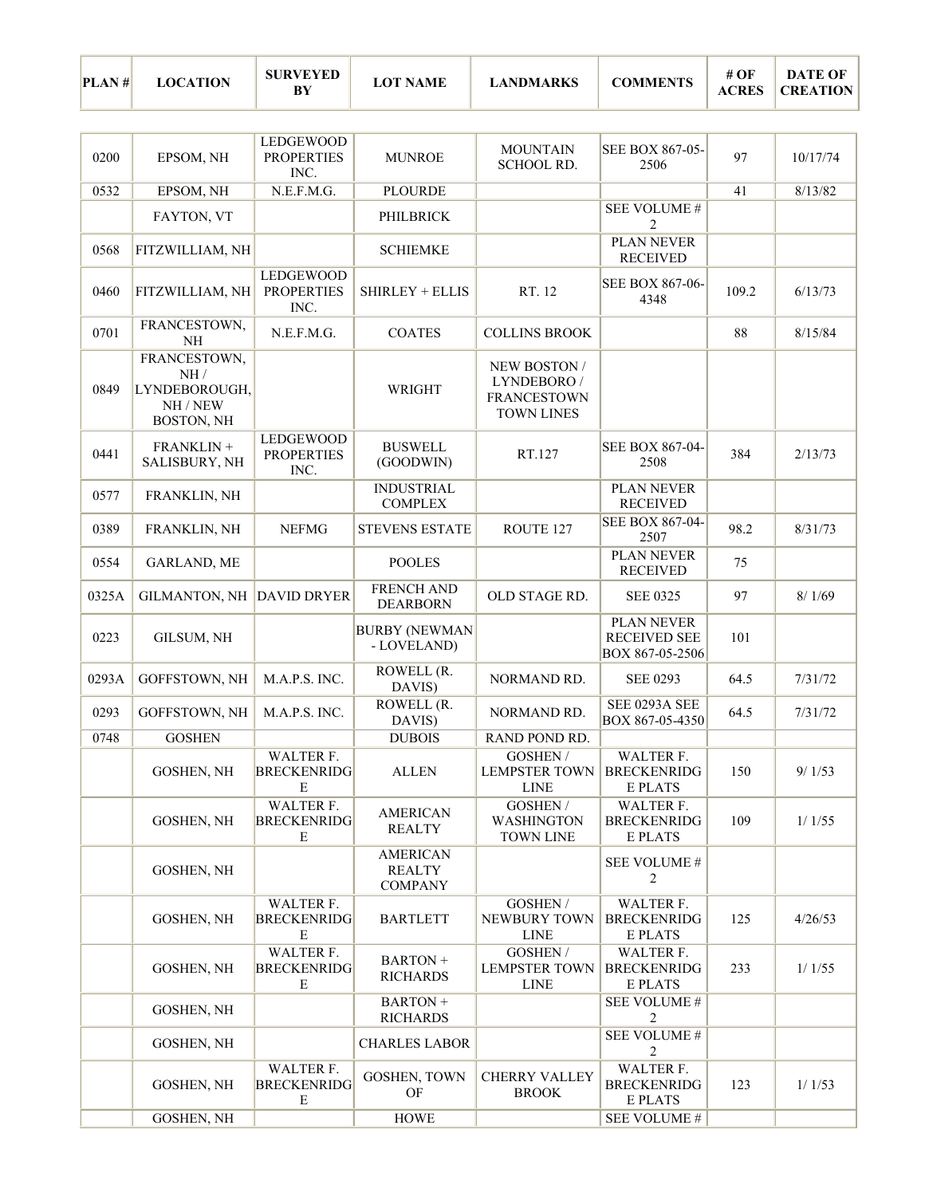| PLAN # | LOCATION | SURVEYED BY | LOT NAME | LANDMARKS | COMMENTS | # OF ACRES | DATE OF CREATION |
|---|---|---|---|---|---|---|---|
| 0200 | EPSOM, NH | LEDGEWOOD PROPERTIES INC. | MUNROE | MOUNTAIN SCHOOL RD. | SEE BOX 867-05-2506 | 97 | 10/17/74 |
| 0532 | EPSOM, NH | N.E.F.M.G. | PLOURDE | | | 41 | 8/13/82 |
| | FAYTON, VT | | PHILBRICK | | SEE VOLUME # 2 | | |
| 0568 | FITZWILLIAM, NH | | SCHIEMKE | | PLAN NEVER RECEIVED | | |
| 0460 | FITZWILLIAM, NH | LEDGEWOOD PROPERTIES INC. | SHIRLEY + ELLIS | RT. 12 | SEE BOX 867-06-4348 | 109.2 | 6/13/73 |
| 0701 | FRANCESTOWN, NH | N.E.F.M.G. | COATES | COLLINS BROOK | | 88 | 8/15/84 |
| 0849 | FRANCESTOWN, NH / LYNDEBOROUGH, NH / NEW BOSTON, NH | | WRIGHT | NEW BOSTON / LYNDEBORO / FRANCESTOWN TOWN LINES | | | |
| 0441 | FRANKLIN + SALISBURY, NH | LEDGEWOOD PROPERTIES INC. | BUSWELL (GOODWIN) | RT.127 | SEE BOX 867-04-2508 | 384 | 2/13/73 |
| 0577 | FRANKLIN, NH | | INDUSTRIAL COMPLEX | | PLAN NEVER RECEIVED | | |
| 0389 | FRANKLIN, NH | NEFMG | STEVENS ESTATE | ROUTE 127 | SEE BOX 867-04-2507 | 98.2 | 8/31/73 |
| 0554 | GARLAND, ME | | POOLES | | PLAN NEVER RECEIVED | 75 | |
| 0325A | GILMANTON, NH | DAVID DRYER | FRENCH AND DEARBORN | OLD STAGE RD. | SEE 0325 | 97 | 8/ 1/69 |
| 0223 | GILSUM, NH | | BURBY (NEWMAN - LOVELAND) | | PLAN NEVER RECEIVED SEE BOX 867-05-2506 | 101 | |
| 0293A | GOFFSTOWN, NH | M.A.P.S. INC. | ROWELL (R. DAVIS) | NORMAND RD. | SEE 0293 | 64.5 | 7/31/72 |
| 0293 | GOFFSTOWN, NH | M.A.P.S. INC. | ROWELL (R. DAVIS) | NORMAND RD. | SEE 0293A SEE BOX 867-05-4350 | 64.5 | 7/31/72 |
| 0748 | GOSHEN | | DUBOIS | RAND POND RD. | | | |
| | GOSHEN, NH | WALTER F. BRECKENRIDGE | ALLEN | GOSHEN / LEMPSTER TOWN LINE | WALTER F. BRECKENRIDGE PLATS | 150 | 9/ 1/53 |
| | GOSHEN, NH | WALTER F. BRECKENRIDGE | AMERICAN REALTY | GOSHEN / WASHINGTON TOWN LINE | WALTER F. BRECKENRIDGE PLATS | 109 | 1/ 1/55 |
| | GOSHEN, NH | | AMERICAN REALTY COMPANY | | SEE VOLUME # 2 | | |
| | GOSHEN, NH | WALTER F. BRECKENRIDGE | BARTLETT | GOSHEN / NEWBURY TOWN LINE | WALTER F. BRECKENRIDGE PLATS | 125 | 4/26/53 |
| | GOSHEN, NH | WALTER F. BRECKENRIDGE | BARTON + RICHARDS | GOSHEN / LEMPSTER TOWN LINE | WALTER F. BRECKENRIDGE PLATS | 233 | 1/ 1/55 |
| | GOSHEN, NH | | BARTON + RICHARDS | | SEE VOLUME # 2 | | |
| | GOSHEN, NH | | CHARLES LABOR | | SEE VOLUME # 2 | | |
| | GOSHEN, NH | WALTER F. BRECKENRIDGE | GOSHEN, TOWN OF | CHERRY VALLEY BROOK | WALTER F. BRECKENRIDGE PLATS | 123 | 1/ 1/53 |
| | GOSHEN, NH | | HOWE | | SEE VOLUME # | | |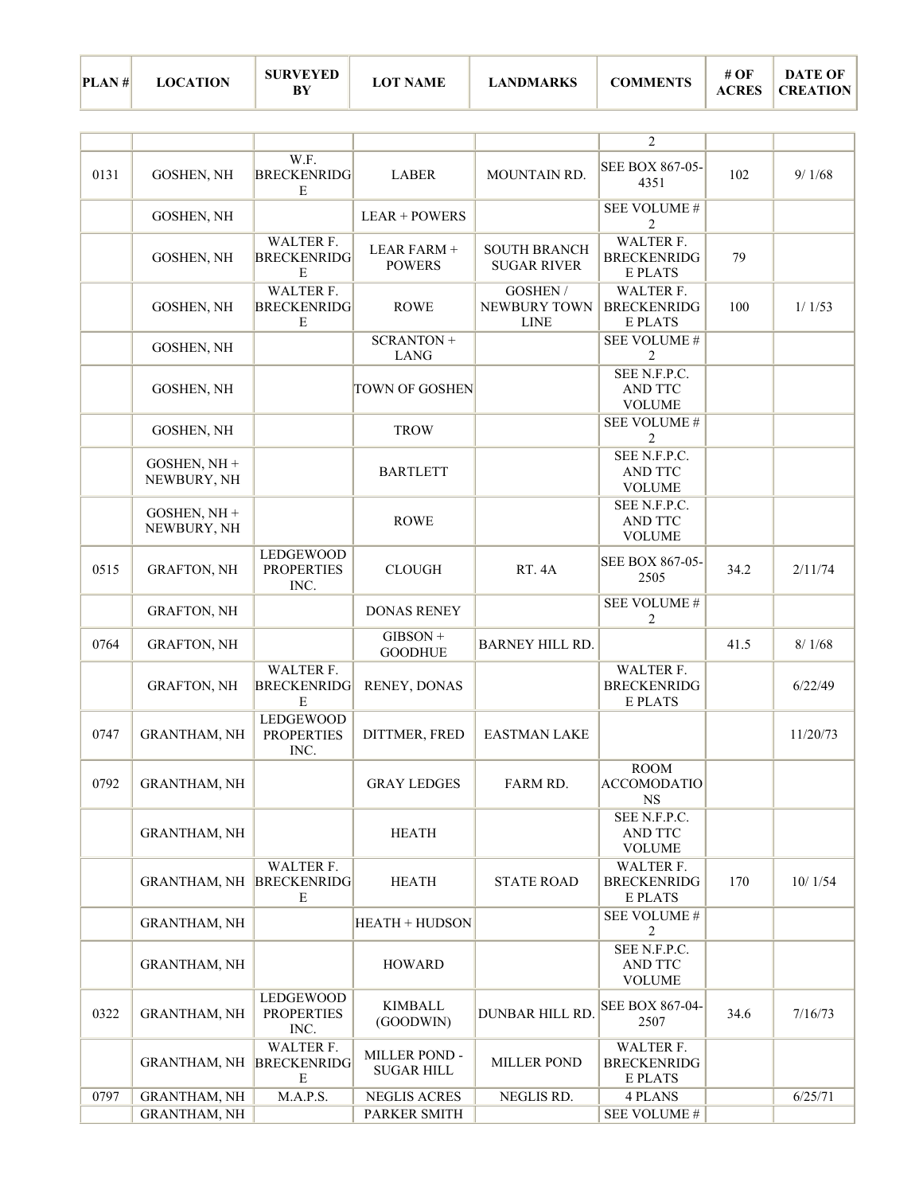| PLAN # | LOCATION | SURVEYED BY | LOT NAME | LANDMARKS | COMMENTS | # OF ACRES | DATE OF CREATION |
|---|---|---|---|---|---|---|---|
| | | | | | 2 | | |
| 0131 | GOSHEN, NH | W.F. BRECKENRIDGE | LABER | MOUNTAIN RD. | SEE BOX 867-05-4351 | 102 | 9/ 1/68 |
| | GOSHEN, NH | | LEAR + POWERS | | SEE VOLUME # 2 | | |
| | GOSHEN, NH | WALTER F. BRECKENRIDGE | LEAR FARM + POWERS | SOUTH BRANCH SUGAR RIVER | WALTER F. BRECKENRIDGE PLATS | 79 | |
| | GOSHEN, NH | WALTER F. BRECKENRIDGE | ROWE | GOSHEN / NEWBURY TOWN LINE | WALTER F. BRECKENRIDGE PLATS | 100 | 1/ 1/53 |
| | GOSHEN, NH | | SCRANTON + LANG | | SEE VOLUME # 2 | | |
| | GOSHEN, NH | | TOWN OF GOSHEN | | SEE N.F.P.C. AND TTC VOLUME | | |
| | GOSHEN, NH | | TROW | | SEE VOLUME # 2 | | |
| | GOSHEN, NH + NEWBURY, NH | | BARTLETT | | SEE N.F.P.C. AND TTC VOLUME | | |
| | GOSHEN, NH + NEWBURY, NH | | ROWE | | SEE N.F.P.C. AND TTC VOLUME | | |
| 0515 | GRAFTON, NH | LEDGEWOOD PROPERTIES INC. | CLOUGH | RT. 4A | SEE BOX 867-05-2505 | 34.2 | 2/11/74 |
| | GRAFTON, NH | | DONAS RENEY | | SEE VOLUME # 2 | | |
| 0764 | GRAFTON, NH | | GIBSON + GOODHUE | BARNEY HILL RD. | | 41.5 | 8/ 1/68 |
| | GRAFTON, NH | WALTER F. BRECKENRIDGE | RENEY, DONAS | | WALTER F. BRECKENRIDGE PLATS | | 6/22/49 |
| 0747 | GRANTHAM, NH | LEDGEWOOD PROPERTIES INC. | DITTMER, FRED | EASTMAN LAKE | | | 11/20/73 |
| 0792 | GRANTHAM, NH | | GRAY LEDGES | FARM RD. | ROOM ACCOMODATIONS | | |
| | GRANTHAM, NH | | HEATH | | SEE N.F.P.C. AND TTC VOLUME | | |
| | GRANTHAM, NH | WALTER F. BRECKENRIDGE | HEATH | STATE ROAD | WALTER F. BRECKENRIDGE PLATS | 170 | 10/ 1/54 |
| | GRANTHAM, NH | | HEATH + HUDSON | | SEE VOLUME # 2 | | |
| | GRANTHAM, NH | | HOWARD | | SEE N.F.P.C. AND TTC VOLUME | | |
| 0322 | GRANTHAM, NH | LEDGEWOOD PROPERTIES INC. | KIMBALL (GOODWIN) | DUNBAR HILL RD. | SEE BOX 867-04-2507 | 34.6 | 7/16/73 |
| | GRANTHAM, NH | WALTER F. BRECKENRIDGE | MILLER POND - SUGAR HILL | MILLER POND | WALTER F. BRECKENRIDGE PLATS | | |
| 0797 | GRANTHAM, NH | M.A.P.S. | NEGLIS ACRES | NEGLIS RD. | 4 PLANS | | 6/25/71 |
| | GRANTHAM, NH | | PARKER SMITH | | SEE VOLUME # | | |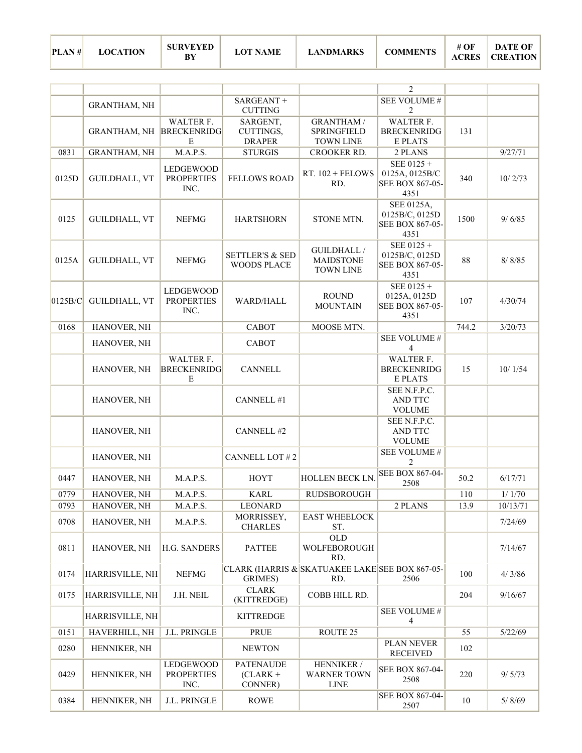| PLAN # | LOCATION | SURVEYED BY | LOT NAME | LANDMARKS | COMMENTS | # OF ACRES | DATE OF CREATION |
|---|---|---|---|---|---|---|---|
| | | | | | 2 | | |
| | GRANTHAM, NH | | SARGEANT + CUTTING | | SEE VOLUME # 2 | | |
| | GRANTHAM, NH | WALTER F. BRECKENRIDGE | SARGENT, CUTTINGS, DRAPER | GRANTHAM / SPRINGFIELD TOWN LINE | WALTER F. BRECKENRIDGE PLATS | 131 | |
| 0831 | GRANTHAM, NH | M.A.P.S. | STURGIS | CROOKER RD. | 2 PLANS | | 9/27/71 |
| 0125D | GUILDHALL, VT | LEDGEWOOD PROPERTIES INC. | FELLOWS ROAD | RT. 102 + FELOWS RD. | SEE 0125 + 0125A, 0125B/C SEE BOX 867-05-4351 | 340 | 10/ 2/73 |
| 0125 | GUILDHALL, VT | NEFMG | HARTSHORN | STONE MTN. | SEE 0125A, 0125B/C, 0125D SEE BOX 867-05-4351 | 1500 | 9/ 6/85 |
| 0125A | GUILDHALL, VT | NEFMG | SETTLER'S & SED WOODS PLACE | GUILDHALL / MAIDSTONE TOWN LINE | SEE 0125 + 0125B/C, 0125D SEE BOX 867-05-4351 | 88 | 8/ 8/85 |
| 0125B/C | GUILDHALL, VT | LEDGEWOOD PROPERTIES INC. | WARD/HALL | ROUND MOUNTAIN | SEE 0125 + 0125A, 0125D SEE BOX 867-05-4351 | 107 | 4/30/74 |
| 0168 | HANOVER, NH | | CABOT | MOOSE MTN. | | 744.2 | 3/20/73 |
| | HANOVER, NH | | CABOT | | SEE VOLUME # 4 | | |
| | HANOVER, NH | WALTER F. BRECKENRIDGE | CANNELL | | WALTER F. BRECKENRIDGE PLATS | 15 | 10/ 1/54 |
| | HANOVER, NH | | CANNELL #1 | | SEE N.F.P.C. AND TTC VOLUME | | |
| | HANOVER, NH | | CANNELL #2 | | SEE N.F.P.C. AND TTC VOLUME | | |
| | HANOVER, NH | | CANNELL LOT # 2 | | SEE VOLUME # 2 | | |
| 0447 | HANOVER, NH | M.A.P.S. | HOYT | HOLLEN BECK LN. | SEE BOX 867-04-2508 | 50.2 | 6/17/71 |
| 0779 | HANOVER, NH | M.A.P.S. | KARL | RUDSBOROUGH | | 110 | 1/ 1/70 |
| 0793 | HANOVER, NH | M.A.P.S. | LEONARD | | 2 PLANS | 13.9 | 10/13/71 |
| 0708 | HANOVER, NH | M.A.P.S. | MORRISSEY, CHARLES | EAST WHEELOCK ST. | | | 7/24/69 |
| 0811 | HANOVER, NH | H.G. SANDERS | PATTEE | OLD WOLFEBOROUGH RD. | | | 7/14/67 |
| 0174 | HARRISVILLE, NH | NEFMG | CLARK (HARRIS & GRIMES) | SKATUAKEE LAKE RD. | SEE BOX 867-05-2506 | 100 | 4/ 3/86 |
| 0175 | HARRISVILLE, NH | J.H. NEIL | CLARK (KITTREDGE) | COBB HILL RD. | | 204 | 9/16/67 |
| | HARRISVILLE, NH | | KITTREDGE | | SEE VOLUME # 4 | | |
| 0151 | HAVERHILL, NH | J.L. PRINGLE | PRUE | ROUTE 25 | | 55 | 5/22/69 |
| 0280 | HENNIKER, NH | | NEWTON | | PLAN NEVER RECEIVED | 102 | |
| 0429 | HENNIKER, NH | LEDGEWOOD PROPERTIES INC. | PATENAUDE (CLARK + CONNER) | HENNIKER / WARNER TOWN LINE | SEE BOX 867-04-2508 | 220 | 9/ 5/73 |
| 0384 | HENNIKER, NH | J.L. PRINGLE | ROWE | | SEE BOX 867-04-2507 | 10 | 5/ 8/69 |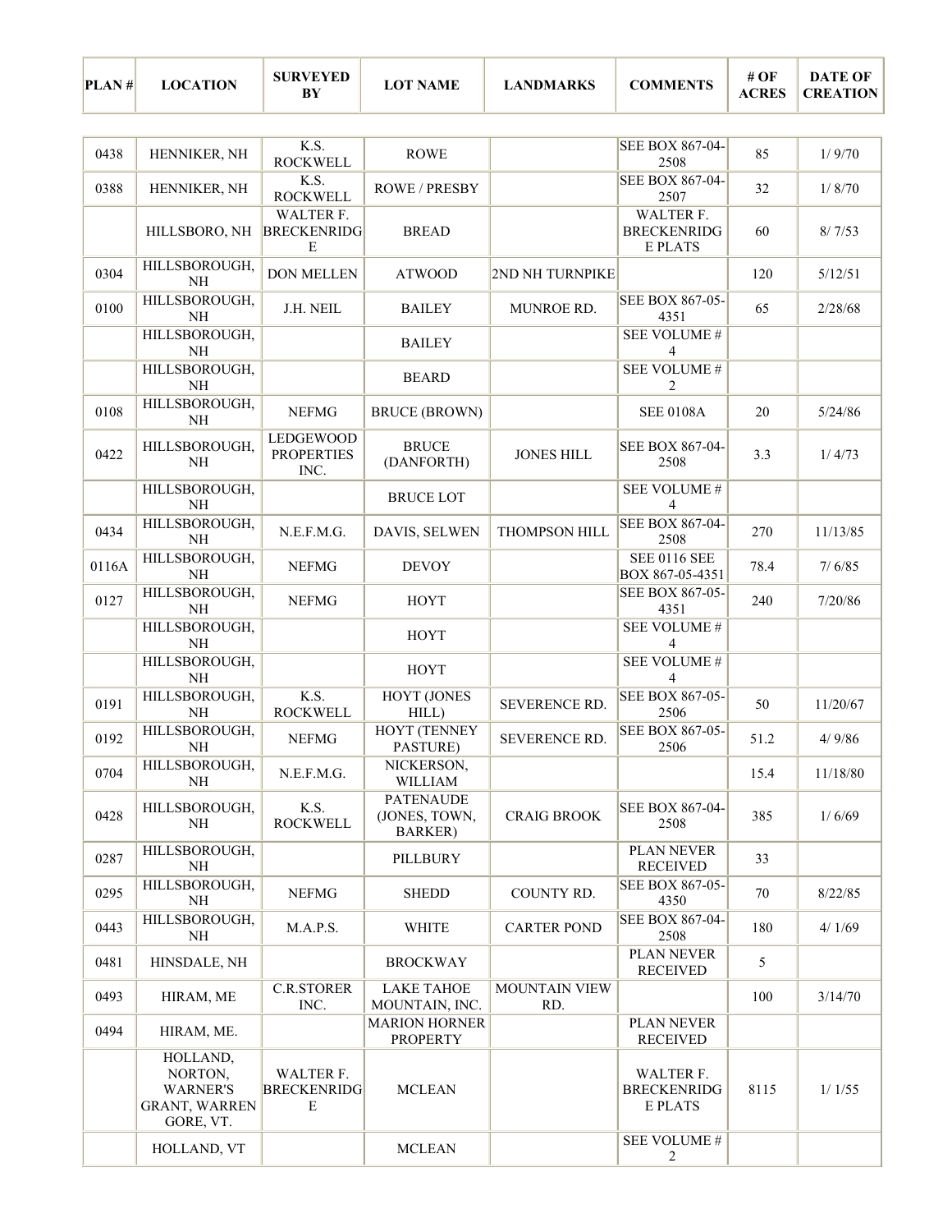| PLAN # | LOCATION | SURVEYED BY | LOT NAME | LANDMARKS | COMMENTS | # OF ACRES | DATE OF CREATION |
|---|---|---|---|---|---|---|---|
| 0438 | HENNIKER, NH | K.S. ROCKWELL | ROWE | | SEE BOX 867-04-2508 | 85 | 1/ 9/70 |
| 0388 | HENNIKER, NH | K.S. ROCKWELL | ROWE / PRESBY | | SEE BOX 867-04-2507 | 32 | 1/ 8/70 |
| | HILLSBORO, NH | WALTER F. BRECKENRIDGE | BREAD | | WALTER F. BRECKENRIDGE PLATS | 60 | 8/ 7/53 |
| 0304 | HILLSBOROUGH, NH | DON MELLEN | ATWOOD | 2ND NH TURNPIKE | | 120 | 5/12/51 |
| 0100 | HILLSBOROUGH, NH | J.H. NEIL | BAILEY | MUNROE RD. | SEE BOX 867-05-4351 | 65 | 2/28/68 |
| | HILLSBOROUGH, NH | | BAILEY | | SEE VOLUME # 4 | | |
| | HILLSBOROUGH, NH | | BEARD | | SEE VOLUME # 2 | | |
| 0108 | HILLSBOROUGH, NH | NEFMG | BRUCE (BROWN) | | SEE 0108A | 20 | 5/24/86 |
| 0422 | HILLSBOROUGH, NH | LEDGEWOOD PROPERTIES INC. | BRUCE (DANFORTH) | JONES HILL | SEE BOX 867-04-2508 | 3.3 | 1/ 4/73 |
| | HILLSBOROUGH, NH | | BRUCE LOT | | SEE VOLUME # 4 | | |
| 0434 | HILLSBOROUGH, NH | N.E.F.M.G. | DAVIS, SELWEN | THOMPSON HILL | SEE BOX 867-04-2508 | 270 | 11/13/85 |
| 0116A | HILLSBOROUGH, NH | NEFMG | DEVOY | | SEE 0116 SEE BOX 867-05-4351 | 78.4 | 7/ 6/85 |
| 0127 | HILLSBOROUGH, NH | NEFMG | HOYT | | SEE BOX 867-05-4351 | 240 | 7/20/86 |
| | HILLSBOROUGH, NH | | HOYT | | SEE VOLUME # 4 | | |
| | HILLSBOROUGH, NH | | HOYT | | SEE VOLUME # 4 | | |
| 0191 | HILLSBOROUGH, NH | K.S. ROCKWELL | HOYT (JONES HILL) | SEVERENCE RD. | SEE BOX 867-05-2506 | 50 | 11/20/67 |
| 0192 | HILLSBOROUGH, NH | NEFMG | HOYT (TENNEY PASTURE) | SEVERENCE RD. | SEE BOX 867-05-2506 | 51.2 | 4/ 9/86 |
| 0704 | HILLSBOROUGH, NH | N.E.F.M.G. | NICKERSON, WILLIAM | | | 15.4 | 11/18/80 |
| 0428 | HILLSBOROUGH, NH | K.S. ROCKWELL | PATENAUDE (JONES, TOWN, BARKER) | CRAIG BROOK | SEE BOX 867-04-2508 | 385 | 1/ 6/69 |
| 0287 | HILLSBOROUGH, NH | | PILLBURY | | PLAN NEVER RECEIVED | 33 | |
| 0295 | HILLSBOROUGH, NH | NEFMG | SHEDD | COUNTY RD. | SEE BOX 867-05-4350 | 70 | 8/22/85 |
| 0443 | HILLSBOROUGH, NH | M.A.P.S. | WHITE | CARTER POND | SEE BOX 867-04-2508 | 180 | 4/ 1/69 |
| 0481 | HINSDALE, NH | | BROCKWAY | | PLAN NEVER RECEIVED | 5 | |
| 0493 | HIRAM, ME | C.R.STORER INC. | LAKE TAHOE MOUNTAIN, INC. | MOUNTAIN VIEW RD. | | 100 | 3/14/70 |
| 0494 | HIRAM, ME. | | MARION HORNER PROPERTY | | PLAN NEVER RECEIVED | | |
| | HOLLAND, NORTON, WARNER'S GRANT, WARREN GORE, VT. | WALTER F. BRECKENRIDGE | MCLEAN | | WALTER F. BRECKENRIDGE PLATS | 8115 | 1/ 1/55 |
| | HOLLAND, VT | | MCLEAN | | SEE VOLUME # 2 | | |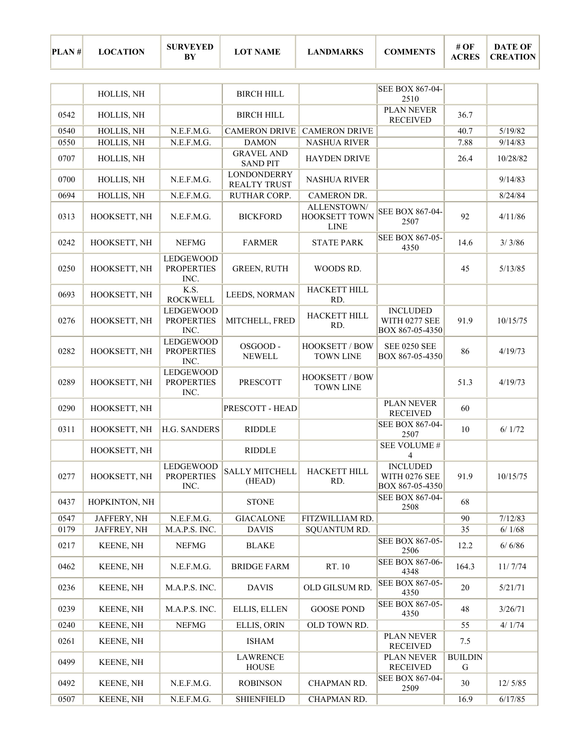| PLAN # | LOCATION | SURVEYED BY | LOT NAME | LANDMARKS | COMMENTS | # OF ACRES | DATE OF CREATION |
|---|---|---|---|---|---|---|---|
| | HOLLIS, NH | | BIRCH HILL | | SEE BOX 867-04-2510 | | |
| 0542 | HOLLIS, NH | | BIRCH HILL | | PLAN NEVER RECEIVED | 36.7 | |
| 0540 | HOLLIS, NH | N.E.F.M.G. | CAMERON DRIVE | CAMERON DRIVE | | 40.7 | 5/19/82 |
| 0550 | HOLLIS, NH | N.E.F.M.G. | DAMON | NASHUA RIVER | | 7.88 | 9/14/83 |
| 0707 | HOLLIS, NH | | GRAVEL AND SAND PIT | HAYDEN DRIVE | | 26.4 | 10/28/82 |
| 0700 | HOLLIS, NH | N.E.F.M.G. | LONDONDERRY REALTY TRUST | NASHUA RIVER | | | 9/14/83 |
| 0694 | HOLLIS, NH | N.E.F.M.G. | RUTHAR CORP. | CAMERON DR. | | | 8/24/84 |
| 0313 | HOOKSETT, NH | N.E.F.M.G. | BICKFORD | ALLENSTOWN/ HOOKSETT TOWN LINE | SEE BOX 867-04-2507 | 92 | 4/11/86 |
| 0242 | HOOKSETT, NH | NEFMG | FARMER | STATE PARK | SEE BOX 867-05-4350 | 14.6 | 3/ 3/86 |
| 0250 | HOOKSETT, NH | LEDGEWOOD PROPERTIES INC. | GREEN, RUTH | WOODS RD. | | 45 | 5/13/85 |
| 0693 | HOOKSETT, NH | K.S. ROCKWELL | LEEDS, NORMAN | HACKETT HILL RD. | | | |
| 0276 | HOOKSETT, NH | LEDGEWOOD PROPERTIES INC. | MITCHELL, FRED | HACKETT HILL RD. | INCLUDED WITH 0277 SEE BOX 867-05-4350 | 91.9 | 10/15/75 |
| 0282 | HOOKSETT, NH | LEDGEWOOD PROPERTIES INC. | OSGOOD - NEWELL | HOOKSETT / BOW TOWN LINE | SEE 0250 SEE BOX 867-05-4350 | 86 | 4/19/73 |
| 0289 | HOOKSETT, NH | LEDGEWOOD PROPERTIES INC. | PRESCOTT | HOOKSETT / BOW TOWN LINE | | 51.3 | 4/19/73 |
| 0290 | HOOKSETT, NH | | PRESCOTT - HEAD | | PLAN NEVER RECEIVED | 60 | |
| 0311 | HOOKSETT, NH | H.G. SANDERS | RIDDLE | | SEE BOX 867-04-2507 | 10 | 6/ 1/72 |
| | HOOKSETT, NH | | RIDDLE | | SEE VOLUME # 4 | | |
| 0277 | HOOKSETT, NH | LEDGEWOOD PROPERTIES INC. | SALLY MITCHELL (HEAD) | HACKETT HILL RD. | INCLUDED WITH 0276 SEE BOX 867-05-4350 | 91.9 | 10/15/75 |
| 0437 | HOPKINTON, NH | | STONE | | SEE BOX 867-04-2508 | 68 | |
| 0547 | JAFFERY, NH | N.E.F.M.G. | GIACALONE | FITZWILLIAM RD. | | 90 | 7/12/83 |
| 0179 | JAFFREY, NH | M.A.P.S. INC. | DAVIS | SQUANTUM RD. | | 35 | 6/ 1/68 |
| 0217 | KEENE, NH | NEFMG | BLAKE | | SEE BOX 867-05-2506 | 12.2 | 6/ 6/86 |
| 0462 | KEENE, NH | N.E.F.M.G. | BRIDGE FARM | RT. 10 | SEE BOX 867-06-4348 | 164.3 | 11/ 7/74 |
| 0236 | KEENE, NH | M.A.P.S. INC. | DAVIS | OLD GILSUM RD. | SEE BOX 867-05-4350 | 20 | 5/21/71 |
| 0239 | KEENE, NH | M.A.P.S. INC. | ELLIS, ELLEN | GOOSE POND | SEE BOX 867-05-4350 | 48 | 3/26/71 |
| 0240 | KEENE, NH | NEFMG | ELLIS, ORIN | OLD TOWN RD. | | 55 | 4/ 1/74 |
| 0261 | KEENE, NH | | ISHAM | | PLAN NEVER RECEIVED | 7.5 | |
| 0499 | KEENE, NH | | LAWRENCE HOUSE | | PLAN NEVER RECEIVED | BUILDING | |
| 0492 | KEENE, NH | N.E.F.M.G. | ROBINSON | CHAPMAN RD. | SEE BOX 867-04-2509 | 30 | 12/ 5/85 |
| 0507 | KEENE, NH | N.E.F.M.G. | SHIENFIELD | CHAPMAN RD. | | 16.9 | 6/17/85 |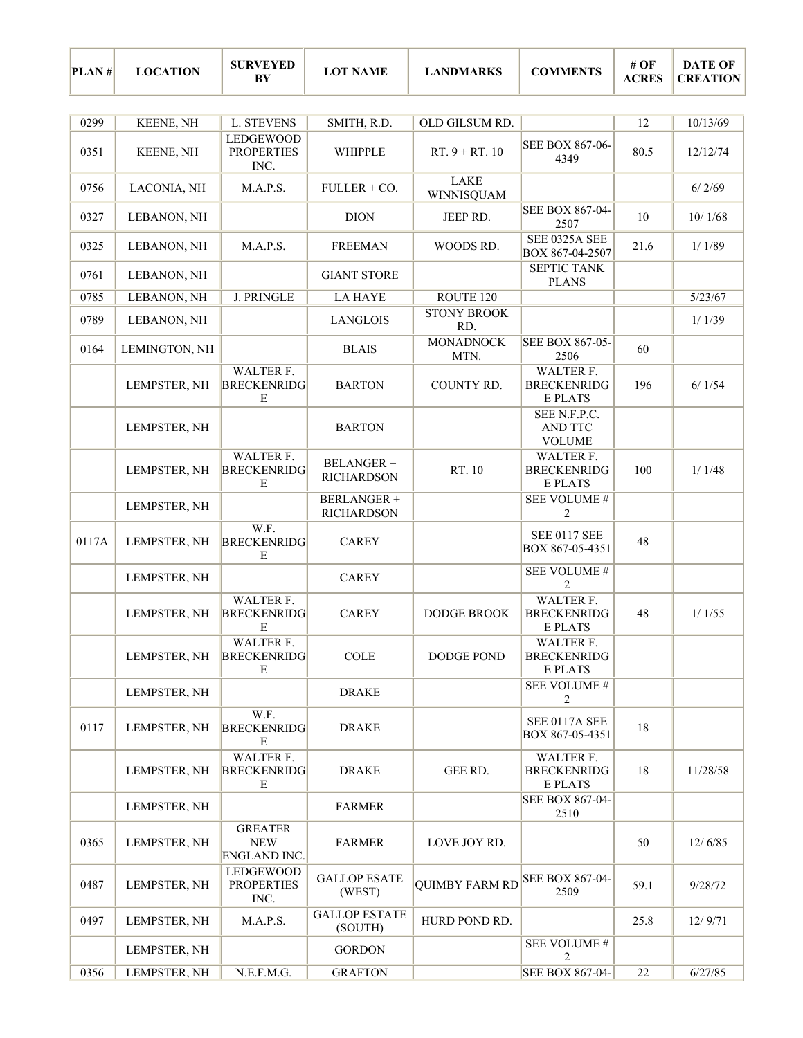| PLAN # | LOCATION | SURVEYED BY | LOT NAME | LANDMARKS | COMMENTS | # OF ACRES | DATE OF CREATION |
|---|---|---|---|---|---|---|---|
| 0299 | KEENE, NH | L. STEVENS | SMITH, R.D. | OLD GILSUM RD. | | 12 | 10/13/69 |
| 0351 | KEENE, NH | LEDGEWOOD PROPERTIES INC. | WHIPPLE | RT. 9 + RT. 10 | SEE BOX 867-06-4349 | 80.5 | 12/12/74 |
| 0756 | LACONIA, NH | M.A.P.S. | FULLER + CO. | LAKE WINNISQUAM | | | 6/ 2/69 |
| 0327 | LEBANON, NH | | DION | JEEP RD. | SEE BOX 867-04-2507 | 10 | 10/ 1/68 |
| 0325 | LEBANON, NH | M.A.P.S. | FREEMAN | WOODS RD. | SEE 0325A SEE BOX 867-04-2507 | 21.6 | 1/ 1/89 |
| 0761 | LEBANON, NH | | GIANT STORE | | SEPTIC TANK PLANS | | |
| 0785 | LEBANON, NH | J. PRINGLE | LA HAYE | ROUTE 120 | | | 5/23/67 |
| 0789 | LEBANON, NH | | LANGLOIS | STONY BROOK RD. | | | 1/ 1/39 |
| 0164 | LEMINGTON, NH | | BLAIS | MONADNOCK MTN. | SEE BOX 867-05-2506 | 60 | |
| | LEMPSTER, NH | WALTER F. BRECKENRIDGE | BARTON | COUNTY RD. | WALTER F. BRECKENRIDGE PLATS | 196 | 6/ 1/54 |
| | LEMPSTER, NH | | BARTON | | SEE N.F.P.C. AND TTC VOLUME | | |
| | LEMPSTER, NH | WALTER F. BRECKENRIDGE | BELANGER + RICHARDSON | RT. 10 | WALTER F. BRECKENRIDGE PLATS | 100 | 1/ 1/48 |
| | LEMPSTER, NH | | BERLANGER + RICHARDSON | | SEE VOLUME # 2 | | |
| 0117A | LEMPSTER, NH | W.F. BRECKENRIDGE | CAREY | | SEE 0117 SEE BOX 867-05-4351 | 48 | |
| | LEMPSTER, NH | | CAREY | | SEE VOLUME # 2 | | |
| | LEMPSTER, NH | WALTER F. BRECKENRIDGE | CAREY | DODGE BROOK | WALTER F. BRECKENRIDGE PLATS | 48 | 1/ 1/55 |
| | LEMPSTER, NH | WALTER F. BRECKENRIDGE | COLE | DODGE POND | WALTER F. BRECKENRIDGE PLATS | | |
| | LEMPSTER, NH | | DRAKE | | SEE VOLUME # 2 | | |
| 0117 | LEMPSTER, NH | W.F. BRECKENRIDGE | DRAKE | | SEE 0117A SEE BOX 867-05-4351 | 18 | |
| | LEMPSTER, NH | WALTER F. BRECKENRIDGE | DRAKE | GEE RD. | WALTER F. BRECKENRIDGE PLATS | 18 | 11/28/58 |
| | LEMPSTER, NH | | FARMER | | SEE BOX 867-04-2510 | | |
| 0365 | LEMPSTER, NH | GREATER NEW ENGLAND INC. | FARMER | LOVE JOY RD. | | 50 | 12/ 6/85 |
| 0487 | LEMPSTER, NH | LEDGEWOOD PROPERTIES INC. | GALLOP ESATE (WEST) | QUIMBY FARM RD | SEE BOX 867-04-2509 | 59.1 | 9/28/72 |
| 0497 | LEMPSTER, NH | M.A.P.S. | GALLOP ESTATE (SOUTH) | HURD POND RD. | | 25.8 | 12/ 9/71 |
| | LEMPSTER, NH | | GORDON | | SEE VOLUME # 2 | | |
| 0356 | LEMPSTER, NH | N.E.F.M.G. | GRAFTON | | SEE BOX 867-04- | 22 | 6/27/85 |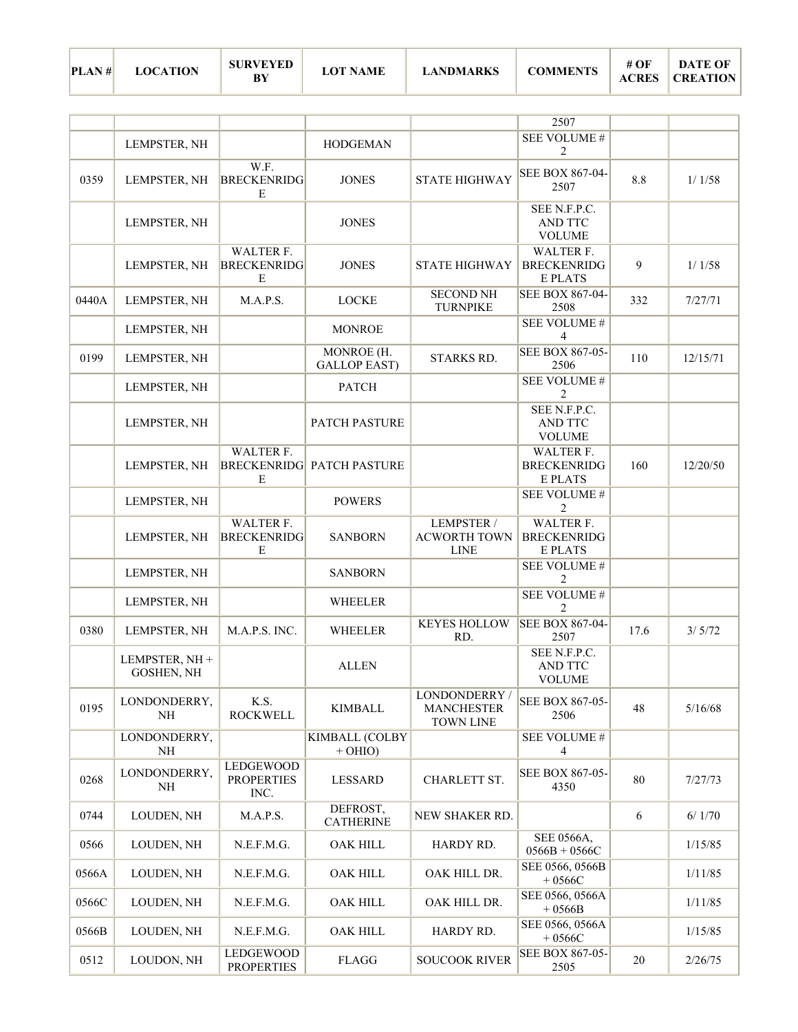| PLAN # | LOCATION | SURVEYED BY | LOT NAME | LANDMARKS | COMMENTS | # OF ACRES | DATE OF CREATION |
|---|---|---|---|---|---|---|---|
| | | | | | 2507 | | |
| | LEMPSTER, NH | | HODGEMAN | | SEE VOLUME # 2 | | |
| 0359 | LEMPSTER, NH | W.F. BRECKENRIDGE | JONES | STATE HIGHWAY | SEE BOX 867-04-2507 | 8.8 | 1/ 1/58 |
| | LEMPSTER, NH | | JONES | | SEE N.F.P.C. AND TTC VOLUME | | |
| | LEMPSTER, NH | WALTER F. BRECKENRIDGE | JONES | STATE HIGHWAY | WALTER F. BRECKENRIDGE PLATS | 9 | 1/ 1/58 |
| 0440A | LEMPSTER, NH | M.A.P.S. | LOCKE | SECOND NH TURNPIKE | SEE BOX 867-04-2508 | 332 | 7/27/71 |
| | LEMPSTER, NH | | MONROE | | SEE VOLUME # 4 | | |
| 0199 | LEMPSTER, NH | | MONROE (H. GALLOP EAST) | STARKS RD. | SEE BOX 867-05-2506 | 110 | 12/15/71 |
| | LEMPSTER, NH | | PATCH | | SEE VOLUME # 2 | | |
| | LEMPSTER, NH | | PATCH PASTURE | | SEE N.F.P.C. AND TTC VOLUME | | |
| | LEMPSTER, NH | WALTER F. BRECKENRIDGE | PATCH PASTURE | | WALTER F. BRECKENRIDGE PLATS | 160 | 12/20/50 |
| | LEMPSTER, NH | | POWERS | | SEE VOLUME # 2 | | |
| | LEMPSTER, NH | WALTER F. BRECKENRIDGE | SANBORN | LEMPSTER / ACWORTH TOWN LINE | WALTER F. BRECKENRIDGE PLATS | | |
| | LEMPSTER, NH | | SANBORN | | SEE VOLUME # 2 | | |
| | LEMPSTER, NH | | WHEELER | | SEE VOLUME # 2 | | |
| 0380 | LEMPSTER, NH | M.A.P.S. INC. | WHEELER | KEYES HOLLOW RD. | SEE BOX 867-04-2507 | 17.6 | 3/ 5/72 |
| | LEMPSTER, NH + GOSHEN, NH | | ALLEN | | SEE N.F.P.C. AND TTC VOLUME | | |
| 0195 | LONDONDERRY, NH | K.S. ROCKWELL | KIMBALL | LONDONDERRY / MANCHESTER TOWN LINE | SEE BOX 867-05-2506 | 48 | 5/16/68 |
| | LONDONDERRY, NH | | KIMBALL (COLBY + OHIO) | | SEE VOLUME # 4 | | |
| 0268 | LONDONDERRY, NH | LEDGEWOOD PROPERTIES INC. | LESSARD | CHARLETT ST. | SEE BOX 867-05-4350 | 80 | 7/27/73 |
| 0744 | LOUDEN, NH | M.A.P.S. | DEFROST, CATHERINE | NEW SHAKER RD. | | 6 | 6/ 1/70 |
| 0566 | LOUDEN, NH | N.E.F.M.G. | OAK HILL | HARDY RD. | SEE 0566A, 0566B + 0566C | | 1/15/85 |
| 0566A | LOUDEN, NH | N.E.F.M.G. | OAK HILL | OAK HILL DR. | SEE 0566, 0566B + 0566C | | 1/11/85 |
| 0566C | LOUDEN, NH | N.E.F.M.G. | OAK HILL | OAK HILL DR. | SEE 0566, 0566A + 0566B | | 1/11/85 |
| 0566B | LOUDEN, NH | N.E.F.M.G. | OAK HILL | HARDY RD. | SEE 0566, 0566A + 0566C | | 1/15/85 |
| 0512 | LOUDON, NH | LEDGEWOOD PROPERTIES | FLAGG | SOUCOOK RIVER | SEE BOX 867-05-2505 | 20 | 2/26/75 |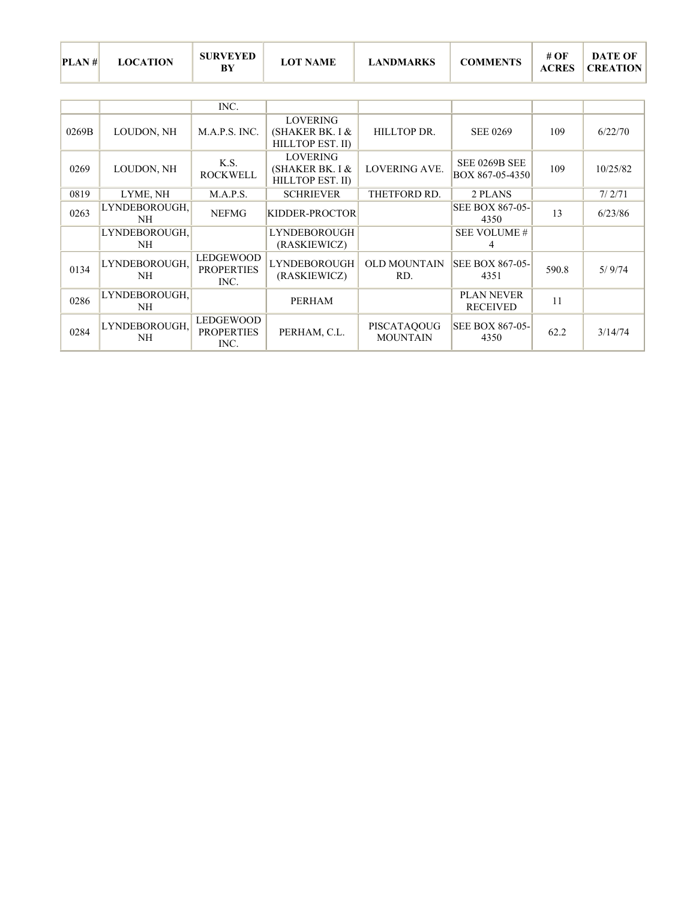| PLAN # | LOCATION | SURVEYED BY | LOT NAME | LANDMARKS | COMMENTS | # OF ACRES | DATE OF CREATION |
|---|---|---|---|---|---|---|---|
| | | INC. | | | | | |
| 0269B | LOUDON, NH | M.A.P.S. INC. | LOVERING (SHAKER BK. I & HILLTOP EST. II) | HILLTOP DR. | SEE 0269 | 109 | 6/22/70 |
| 0269 | LOUDON, NH | K.S. ROCKWELL | LOVERING (SHAKER BK. I & HILLTOP EST. II) | LOVERING AVE. | SEE 0269B SEE BOX 867-05-4350 | 109 | 10/25/82 |
| 0819 | LYME, NH | M.A.P.S. | SCHRIEVER | THETFORD RD. | 2 PLANS | | 7/ 2/71 |
| 0263 | LYNDEBOROUGH, NH | NEFMG | KIDDER-PROCTOR | | SEE BOX 867-05-4350 | 13 | 6/23/86 |
| | LYNDEBOROUGH, NH | | LYNDEBOROUGH (RASKIEWICZ) | | SEE VOLUME # 4 | | |
| 0134 | LYNDEBOROUGH, NH | LEDGEWOOD PROPERTIES INC. | LYNDEBOROUGH (RASKIEWICZ) | OLD MOUNTAIN RD. | SEE BOX 867-05-4351 | 590.8 | 5/ 9/74 |
| 0286 | LYNDEBOROUGH, NH | | PERHAM | | PLAN NEVER RECEIVED | 11 | |
| 0284 | LYNDEBOROUGH, NH | LEDGEWOOD PROPERTIES INC. | PERHAM, C.L. | PISCATAQOUG MOUNTAIN | SEE BOX 867-05-4350 | 62.2 | 3/14/74 |